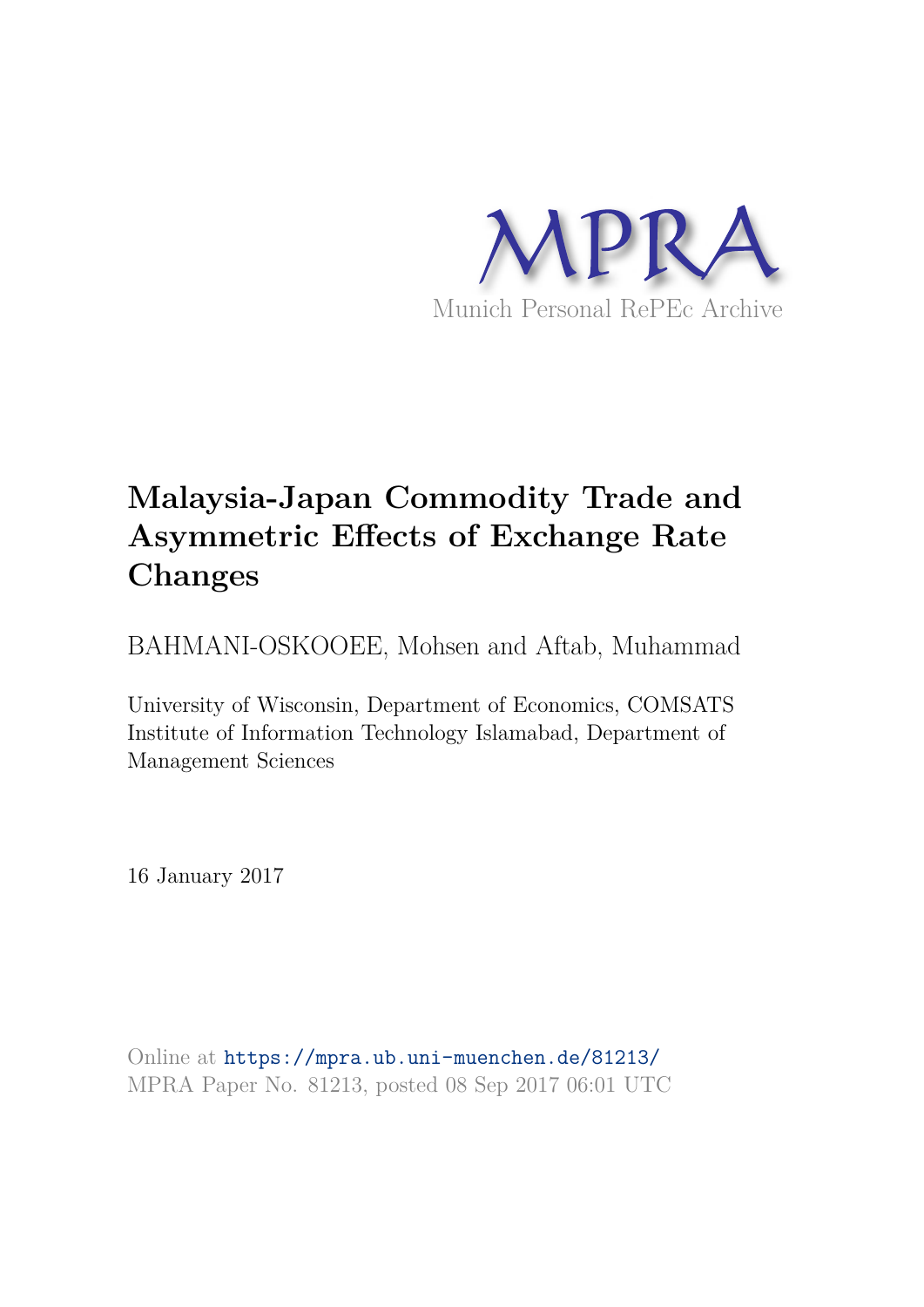MPRA

Munich Personal RePEc Archive

# Malaysia-Japan Commodity Trade and Asymmetric Effects of Exchange Rate Changes

BAHMANI-OSKOOEE, Mohsen and Aftab, Muhammad

University of Wisconsin, Department of Economics, COMSATS Institute of Information Technology Islamabad, Department of Management Sciences

16 January 2017

Online at https://mpra.ub.uni-muenchen.de/81213/
MPRA Paper No. 81213, posted 08 Sep 2017 06:01 UTC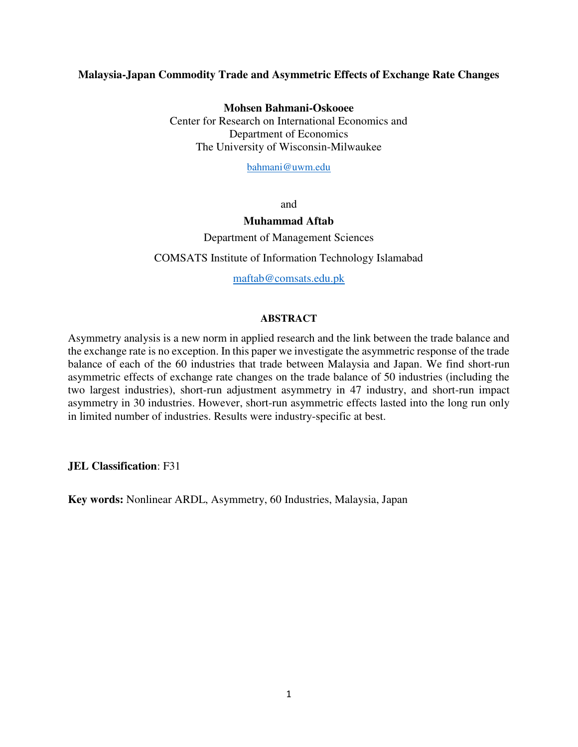**Malaysia-Japan Commodity Trade and Asymmetric Effects of Exchange Rate Changes**

**Mohsen Bahmani-Oskooee**
Center for Research on International Economics and
Department of Economics
The University of Wisconsin-Milwaukee

bahmani@uwm.edu

and

**Muhammad Aftab**
Department of Management Sciences

COMSATS Institute of Information Technology Islamabad

maftab@comsats.edu.pk

**ABSTRACT**

Asymmetry analysis is a new norm in applied research and the link between the trade balance and the exchange rate is no exception. In this paper we investigate the asymmetric response of the trade balance of each of the 60 industries that trade between Malaysia and Japan. We find short-run asymmetric effects of exchange rate changes on the trade balance of 50 industries (including the two largest industries), short-run adjustment asymmetry in 47 industry, and short-run impact asymmetry in 30 industries. However, short-run asymmetric effects lasted into the long run only in limited number of industries. Results were industry-specific at best.

**JEL Classification**: F31

**Key words:** Nonlinear ARDL, Asymmetry, 60 Industries, Malaysia, Japan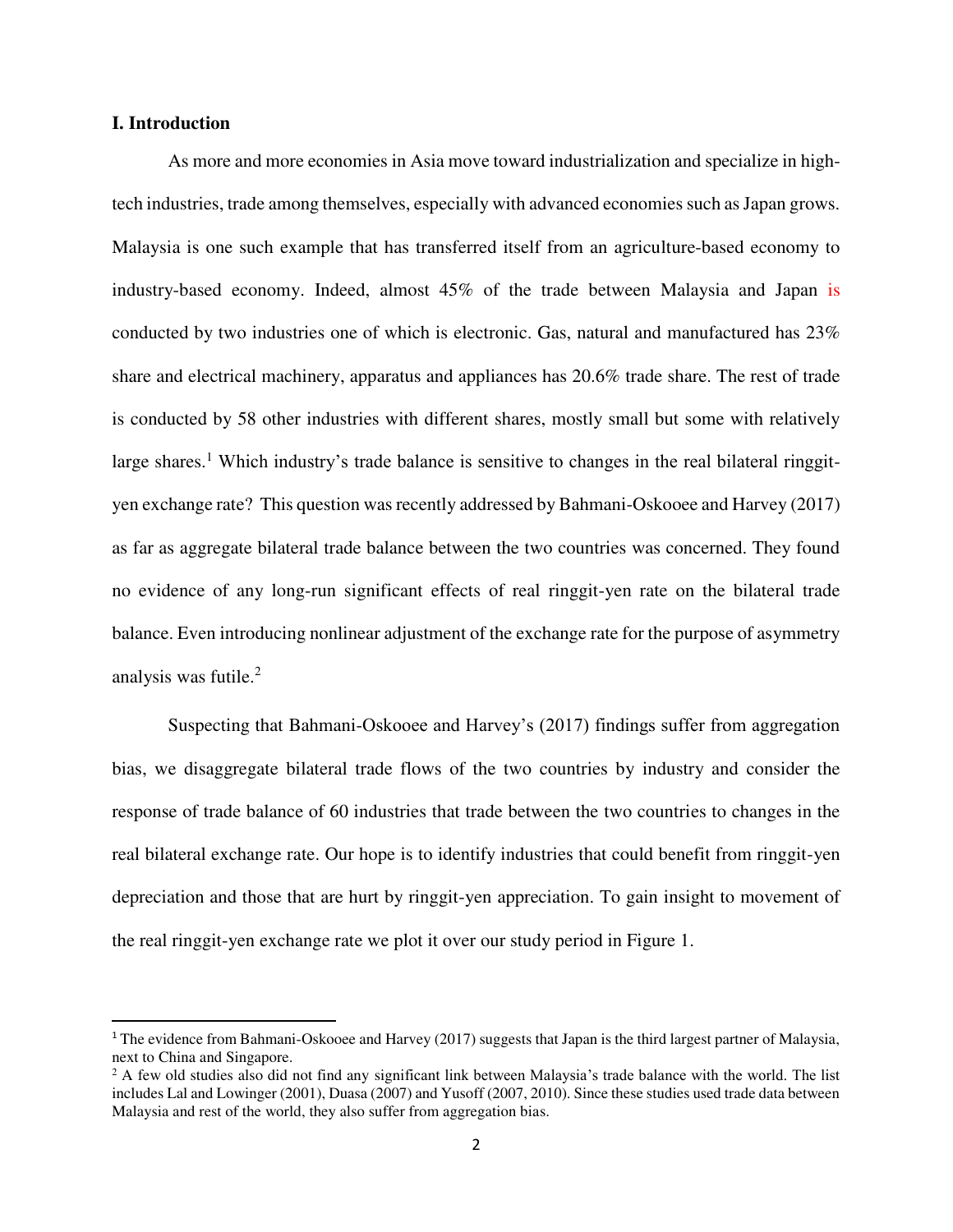## I. Introduction

As more and more economies in Asia move toward industrialization and specialize in high-tech industries, trade among themselves, especially with advanced economies such as Japan grows. Malaysia is one such example that has transferred itself from an agriculture-based economy to industry-based economy. Indeed, almost 45% of the trade between Malaysia and Japan is conducted by two industries one of which is electronic. Gas, natural and manufactured has 23% share and electrical machinery, apparatus and appliances has 20.6% trade share. The rest of trade is conducted by 58 other industries with different shares, mostly small but some with relatively large shares.[1] Which industry's trade balance is sensitive to changes in the real bilateral ringgit-yen exchange rate? This question was recently addressed by Bahmani-Oskooee and Harvey (2017) as far as aggregate bilateral trade balance between the two countries was concerned. They found no evidence of any long-run significant effects of real ringgit-yen rate on the bilateral trade balance. Even introducing nonlinear adjustment of the exchange rate for the purpose of asymmetry analysis was futile.[2]

Suspecting that Bahmani-Oskooee and Harvey's (2017) findings suffer from aggregation bias, we disaggregate bilateral trade flows of the two countries by industry and consider the response of trade balance of 60 industries that trade between the two countries to changes in the real bilateral exchange rate. Our hope is to identify industries that could benefit from ringgit-yen depreciation and those that are hurt by ringgit-yen appreciation. To gain insight to movement of the real ringgit-yen exchange rate we plot it over our study period in Figure 1.

---

[1] The evidence from Bahmani-Oskooee and Harvey (2017) suggests that Japan is the third largest partner of Malaysia, next to China and Singapore.

[2] A few old studies also did not find any significant link between Malaysia's trade balance with the world. The list includes Lal and Lowinger (2001), Duasa (2007) and Yusoff (2007, 2010). Since these studies used trade data between Malaysia and rest of the world, they also suffer from aggregation bias.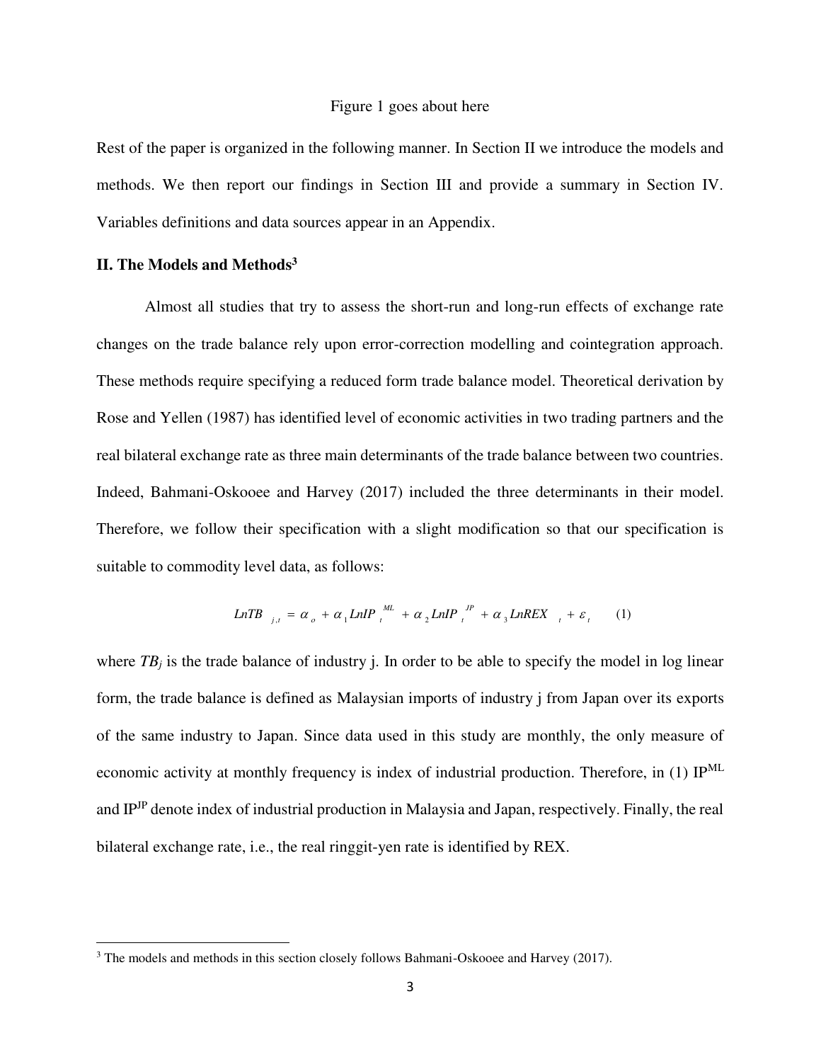Figure 1 goes about here

Rest of the paper is organized in the following manner. In Section II we introduce the models and methods. We then report our findings in Section III and provide a summary in Section IV. Variables definitions and data sources appear in an Appendix.

## II. The Models and Methods[3]

Almost all studies that try to assess the short-run and long-run effects of exchange rate changes on the trade balance rely upon error-correction modelling and cointegration approach. These methods require specifying a reduced form trade balance model. Theoretical derivation by Rose and Yellen (1987) has identified level of economic activities in two trading partners and the real bilateral exchange rate as three main determinants of the trade balance between two countries. Indeed, Bahmani-Oskooee and Harvey (2017) included the three determinants in their model. Therefore, we follow their specification with a slight modification so that our specification is suitable to commodity level data, as follows:

$$LnTB_{j,t} = \alpha_o + \alpha_1 LnIP_t^{ML} + \alpha_2 LnIP_t^{JP} + \alpha_3 LnREX_t + \varepsilon_t \qquad (1)$$

where $TB_j$ is the trade balance of industry j. In order to be able to specify the model in log linear form, the trade balance is defined as Malaysian imports of industry j from Japan over its exports of the same industry to Japan. Since data used in this study are monthly, the only measure of economic activity at monthly frequency is index of industrial production. Therefore, in (1) $IP^{ML}$ and $IP^{JP}$ denote index of industrial production in Malaysia and Japan, respectively. Finally, the real bilateral exchange rate, i.e., the real ringgit-yen rate is identified by REX.

---

[3] The models and methods in this section closely follows Bahmani-Oskooee and Harvey (2017).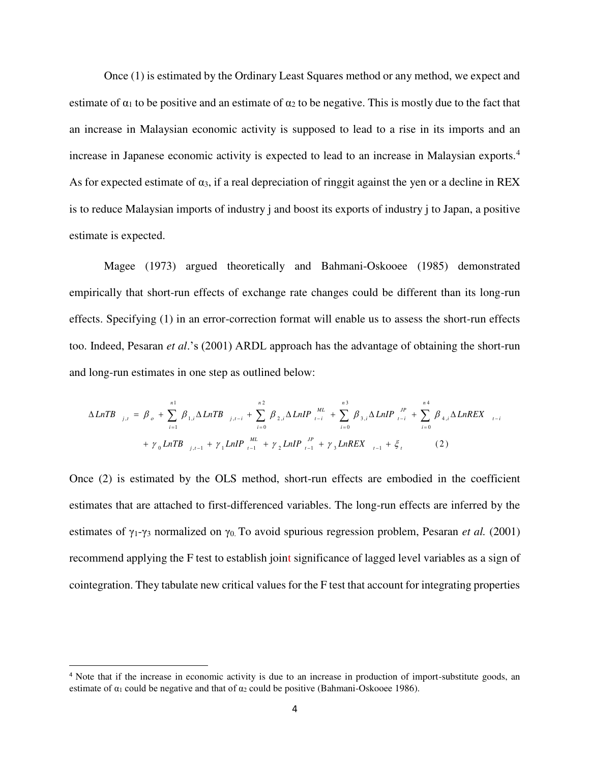Once (1) is estimated by the Ordinary Least Squares method or any method, we expect and estimate of $\alpha_1$ to be positive and an estimate of $\alpha_2$ to be negative. This is mostly due to the fact that an increase in Malaysian economic activity is supposed to lead to a rise in its imports and an increase in Japanese economic activity is expected to lead to an increase in Malaysian exports.[4] As for expected estimate of $\alpha_3$, if a real depreciation of ringgit against the yen or a decline in REX is to reduce Malaysian imports of industry j and boost its exports of industry j to Japan, a positive estimate is expected.

Magee (1973) argued theoretically and Bahmani-Oskooee (1985) demonstrated empirically that short-run effects of exchange rate changes could be different than its long-run effects. Specifying (1) in an error-correction format will enable us to assess the short-run effects too. Indeed, Pesaran *et al*.'s (2001) ARDL approach has the advantage of obtaining the short-run and long-run estimates in one step as outlined below:

$$\Delta LnTB_{j,t} = \beta_o + \sum_{i=1}^{n1} \beta_{1,i} \Delta LnTB_{j,t-i} + \sum_{i=0}^{n2} \beta_{2,i} \Delta LnIP_{t-i}^{ML} + \sum_{i=0}^{n3} \beta_{3,i} \Delta LnIP_{t-i}^{JP} + \sum_{i=0}^{n4} \beta_{4,i} \Delta LnREX_{t-i}$$
$$+ \gamma_0 LnTB_{j,t-1} + \gamma_1 LnIP_{t-1}^{ML} + \gamma_2 LnIP_{t-1}^{JP} + \gamma_3 LnREX_{t-1} + \xi_t \qquad (2)$$

Once (2) is estimated by the OLS method, short-run effects are embodied in the coefficient estimates that are attached to first-differenced variables. The long-run effects are inferred by the estimates of $\gamma_1$-$\gamma_3$ normalized on $\gamma_0$. To avoid spurious regression problem, Pesaran *et al.* (2001) recommend applying the F test to establish joint significance of lagged level variables as a sign of cointegration. They tabulate new critical values for the F test that account for integrating properties

---

[4] Note that if the increase in economic activity is due to an increase in production of import-substitute goods, an estimate of $\alpha_1$ could be negative and that of $\alpha_2$ could be positive (Bahmani-Oskooee 1986).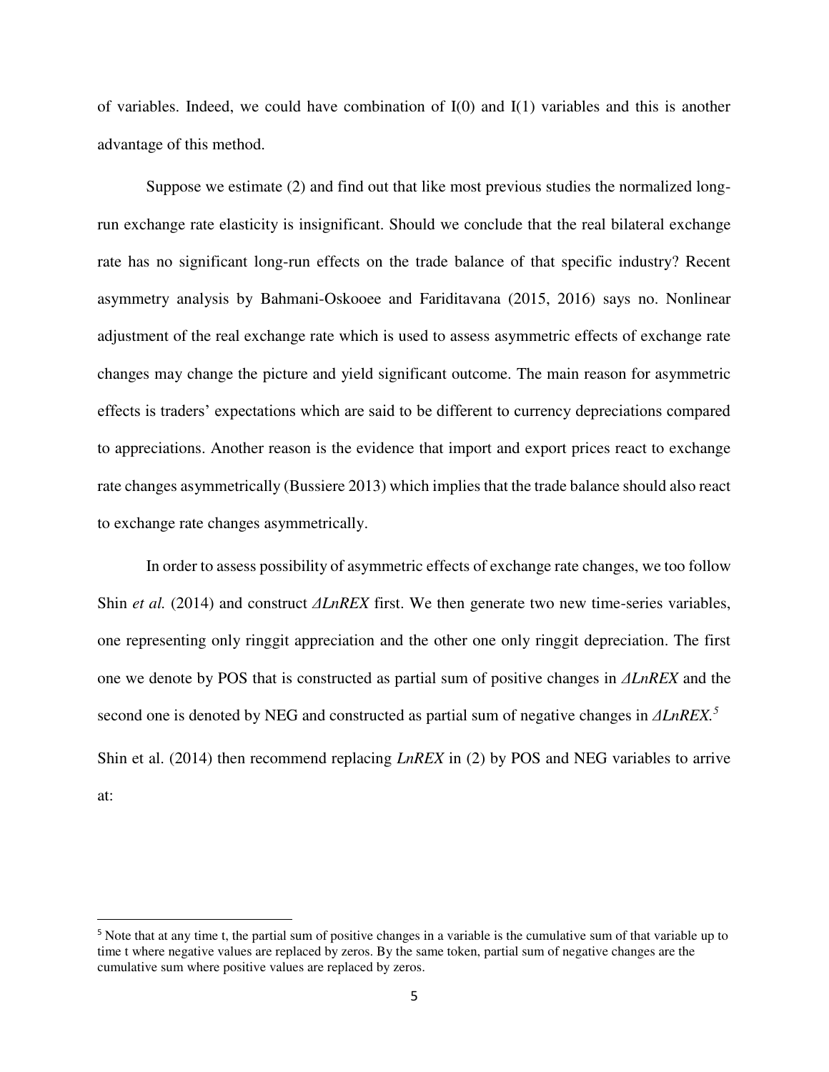of variables. Indeed, we could have combination of I(0) and I(1) variables and this is another advantage of this method.

Suppose we estimate (2) and find out that like most previous studies the normalized long-run exchange rate elasticity is insignificant. Should we conclude that the real bilateral exchange rate has no significant long-run effects on the trade balance of that specific industry? Recent asymmetry analysis by Bahmani-Oskooee and Fariditavana (2015, 2016) says no. Nonlinear adjustment of the real exchange rate which is used to assess asymmetric effects of exchange rate changes may change the picture and yield significant outcome. The main reason for asymmetric effects is traders' expectations which are said to be different to currency depreciations compared to appreciations. Another reason is the evidence that import and export prices react to exchange rate changes asymmetrically (Bussiere 2013) which implies that the trade balance should also react to exchange rate changes asymmetrically.

In order to assess possibility of asymmetric effects of exchange rate changes, we too follow Shin *et al.* (2014) and construct *ΔLnREX* first. We then generate two new time-series variables, one representing only ringgit appreciation and the other one only ringgit depreciation. The first one we denote by POS that is constructed as partial sum of positive changes in *ΔLnREX* and the second one is denoted by NEG and constructed as partial sum of negative changes in *ΔLnREX*.[5] Shin et al. (2014) then recommend replacing *LnREX* in (2) by POS and NEG variables to arrive at:

[5] Note that at any time t, the partial sum of positive changes in a variable is the cumulative sum of that variable up to time t where negative values are replaced by zeros. By the same token, partial sum of negative changes are the cumulative sum where positive values are replaced by zeros.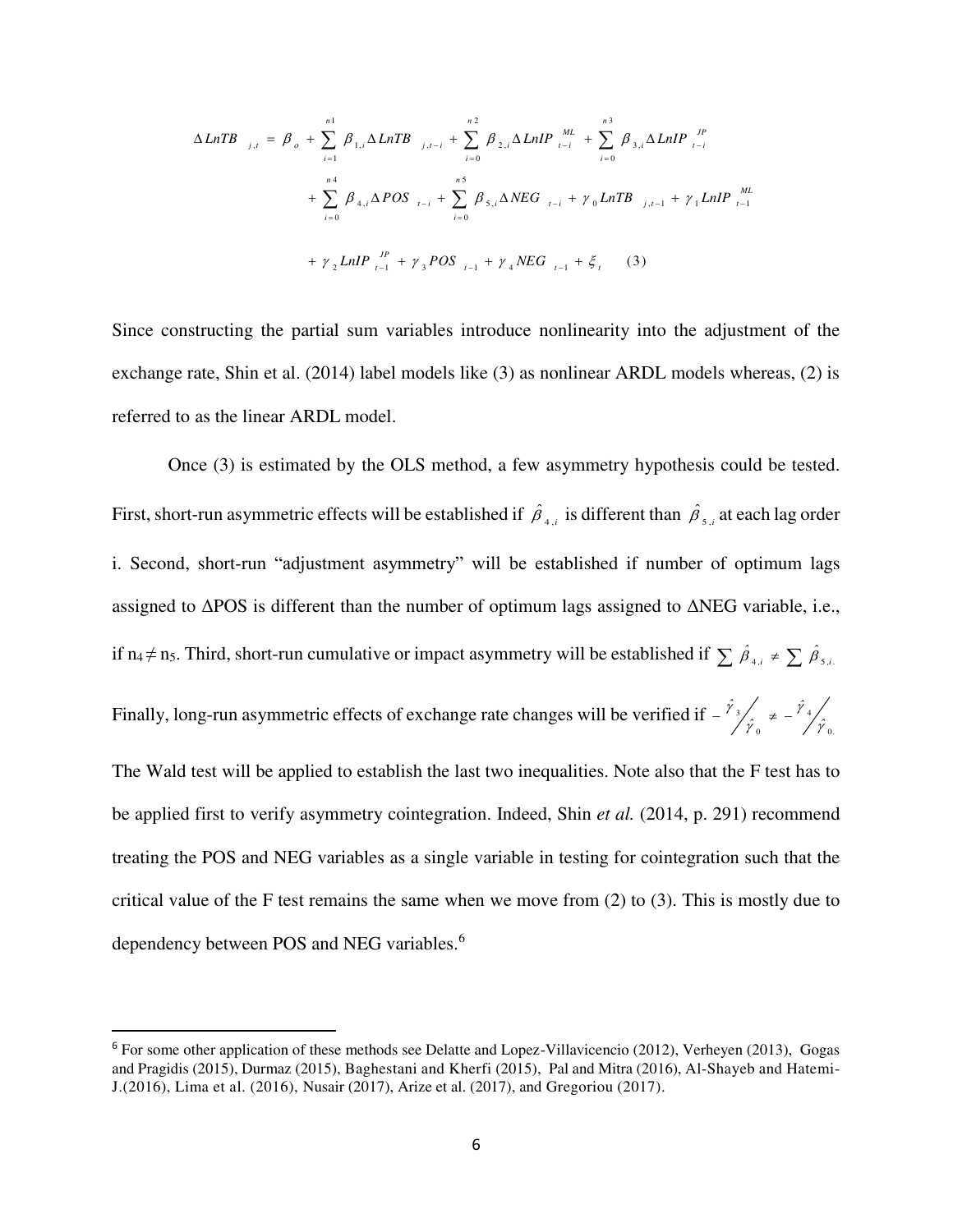$$
\begin{aligned}
\Delta LnTB_{j,t} = \beta_o &+ \sum_{i=1}^{n1} \beta_{1,i} \Delta LnTB_{j,t-i} + \sum_{i=0}^{n2} \beta_{2,i} \Delta LnIP_{t-i}^{ML} + \sum_{i=0}^{n3} \beta_{3,i} \Delta LnIP_{t-i}^{JP} \\
&+ \sum_{i=0}^{n4} \beta_{4,i} \Delta POS_{t-i} + \sum_{i=0}^{n5} \beta_{5,i} \Delta NEG_{t-i} + \gamma_0 LnTB_{j,t-1} + \gamma_1 LnIP_{t-1}^{ML} \\
&+ \gamma_2 LnIP_{t-1}^{JP} + \gamma_3 POS_{t-1} + \gamma_4 NEG_{t-1} + \xi_t \qquad (3)
\end{aligned}
$$

Since constructing the partial sum variables introduce nonlinearity into the adjustment of the exchange rate, Shin et al. (2014) label models like (3) as nonlinear ARDL models whereas, (2) is referred to as the linear ARDL model.

Once (3) is estimated by the OLS method, a few asymmetry hypothesis could be tested. First, short-run asymmetric effects will be established if $\hat{\beta}_{4,i}$ is different than $\hat{\beta}_{5,i}$ at each lag order i. Second, short-run "adjustment asymmetry" will be established if number of optimum lags assigned to ΔPOS is different than the number of optimum lags assigned to ΔNEG variable, i.e., if $n_4 \neq n_5$. Third, short-run cumulative or impact asymmetry will be established if $\sum \hat{\beta}_{4,i} \neq \sum \hat{\beta}_{5,i}$.

Finally, long-run asymmetric effects of exchange rate changes will be verified if $-\hat{\gamma}_3 / \hat{\gamma}_0 \neq -\hat{\gamma}_4 / \hat{\gamma}_0$.

The Wald test will be applied to establish the last two inequalities. Note also that the F test has to be applied first to verify asymmetry cointegration. Indeed, Shin *et al.* (2014, p. 291) recommend treating the POS and NEG variables as a single variable in testing for cointegration such that the critical value of the F test remains the same when we move from (2) to (3). This is mostly due to dependency between POS and NEG variables.[6]

---

[6] For some other application of these methods see Delatte and Lopez-Villavicencio (2012), Verheyen (2013), Gogas and Pragidis (2015), Durmaz (2015), Baghestani and Kherfi (2015), Pal and Mitra (2016), Al-Shayeb and Hatemi-J.(2016), Lima et al. (2016), Nusair (2017), Arize et al. (2017), and Gregoriou (2017).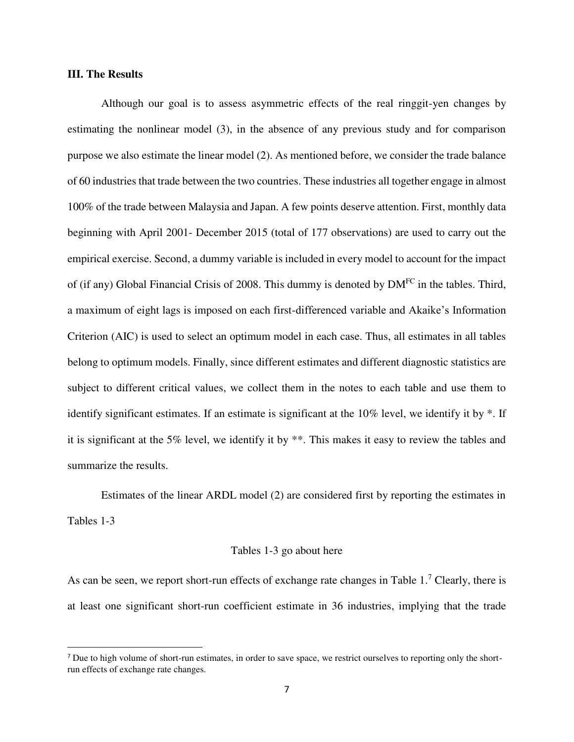### III. The Results

Although our goal is to assess asymmetric effects of the real ringgit-yen changes by estimating the nonlinear model (3), in the absence of any previous study and for comparison purpose we also estimate the linear model (2). As mentioned before, we consider the trade balance of 60 industries that trade between the two countries. These industries all together engage in almost 100% of the trade between Malaysia and Japan. A few points deserve attention. First, monthly data beginning with April 2001- December 2015 (total of 177 observations) are used to carry out the empirical exercise. Second, a dummy variable is included in every model to account for the impact of (if any) Global Financial Crisis of 2008. This dummy is denoted by $DM^{FC}$ in the tables. Third, a maximum of eight lags is imposed on each first-differenced variable and Akaike's Information Criterion (AIC) is used to select an optimum model in each case. Thus, all estimates in all tables belong to optimum models. Finally, since different estimates and different diagnostic statistics are subject to different critical values, we collect them in the notes to each table and use them to identify significant estimates. If an estimate is significant at the 10% level, we identify it by *. If it is significant at the 5% level, we identify it by **. This makes it easy to review the tables and summarize the results.

Estimates of the linear ARDL model (2) are considered first by reporting the estimates in Tables 1-3

Tables 1-3 go about here

As can be seen, we report short-run effects of exchange rate changes in Table 1.[7] Clearly, there is at least one significant short-run coefficient estimate in 36 industries, implying that the trade

[7] Due to high volume of short-run estimates, in order to save space, we restrict ourselves to reporting only the short-run effects of exchange rate changes.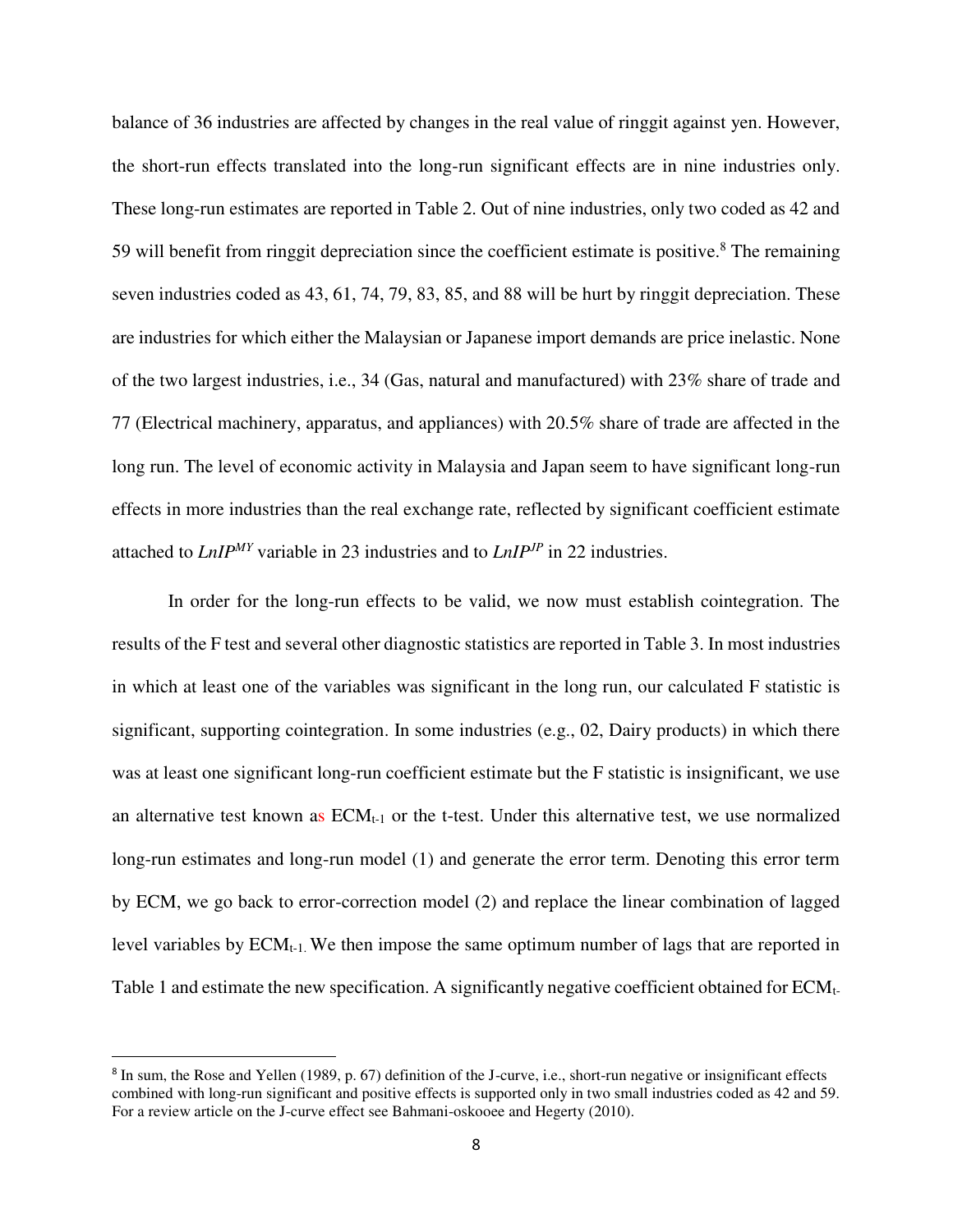balance of 36 industries are affected by changes in the real value of ringgit against yen. However, the short-run effects translated into the long-run significant effects are in nine industries only. These long-run estimates are reported in Table 2. Out of nine industries, only two coded as 42 and 59 will benefit from ringgit depreciation since the coefficient estimate is positive.[8] The remaining seven industries coded as 43, 61, 74, 79, 83, 85, and 88 will be hurt by ringgit depreciation. These are industries for which either the Malaysian or Japanese import demands are price inelastic. None of the two largest industries, i.e., 34 (Gas, natural and manufactured) with 23% share of trade and 77 (Electrical machinery, apparatus, and appliances) with 20.5% share of trade are affected in the long run. The level of economic activity in Malaysia and Japan seem to have significant long-run effects in more industries than the real exchange rate, reflected by significant coefficient estimate attached to $LnIP^{MY}$ variable in 23 industries and to $LnIP^{JP}$ in 22 industries.

In order for the long-run effects to be valid, we now must establish cointegration. The results of the F test and several other diagnostic statistics are reported in Table 3. In most industries in which at least one of the variables was significant in the long run, our calculated F statistic is significant, supporting cointegration. In some industries (e.g., 02, Dairy products) in which there was at least one significant long-run coefficient estimate but the F statistic is insignificant, we use an alternative test known as $ECM_{t-1}$ or the t-test. Under this alternative test, we use normalized long-run estimates and long-run model (1) and generate the error term. Denoting this error term by ECM, we go back to error-correction model (2) and replace the linear combination of lagged level variables by $ECM_{t-1}$. We then impose the same optimum number of lags that are reported in Table 1 and estimate the new specification. A significantly negative coefficient obtained for $ECM_{t-}$

[8] In sum, the Rose and Yellen (1989, p. 67) definition of the J-curve, i.e., short-run negative or insignificant effects combined with long-run significant and positive effects is supported only in two small industries coded as 42 and 59. For a review article on the J-curve effect see Bahmani-oskooee and Hegerty (2010).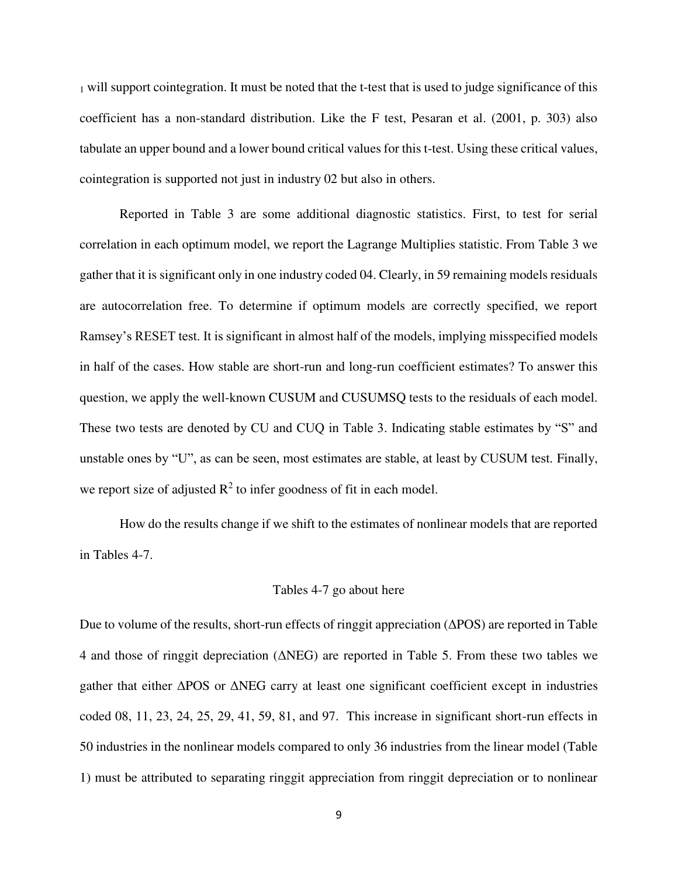$_1$ will support cointegration. It must be noted that the t-test that is used to judge significance of this coefficient has a non-standard distribution. Like the F test, Pesaran et al. (2001, p. 303) also tabulate an upper bound and a lower bound critical values for this t-test. Using these critical values, cointegration is supported not just in industry 02 but also in others.

Reported in Table 3 are some additional diagnostic statistics. First, to test for serial correlation in each optimum model, we report the Lagrange Multiplies statistic. From Table 3 we gather that it is significant only in one industry coded 04. Clearly, in 59 remaining models residuals are autocorrelation free. To determine if optimum models are correctly specified, we report Ramsey's RESET test. It is significant in almost half of the models, implying misspecified models in half of the cases. How stable are short-run and long-run coefficient estimates? To answer this question, we apply the well-known CUSUM and CUSUMSQ tests to the residuals of each model. These two tests are denoted by CU and CUQ in Table 3. Indicating stable estimates by "S" and unstable ones by "U", as can be seen, most estimates are stable, at least by CUSUM test. Finally, we report size of adjusted $R^2$ to infer goodness of fit in each model.

How do the results change if we shift to the estimates of nonlinear models that are reported in Tables 4-7.

Tables 4-7 go about here

Due to volume of the results, short-run effects of ringgit appreciation ($\Delta$POS) are reported in Table 4 and those of ringgit depreciation ($\Delta$NEG) are reported in Table 5. From these two tables we gather that either $\Delta$POS or $\Delta$NEG carry at least one significant coefficient except in industries coded 08, 11, 23, 24, 25, 29, 41, 59, 81, and 97. This increase in significant short-run effects in 50 industries in the nonlinear models compared to only 36 industries from the linear model (Table 1) must be attributed to separating ringgit appreciation from ringgit depreciation or to nonlinear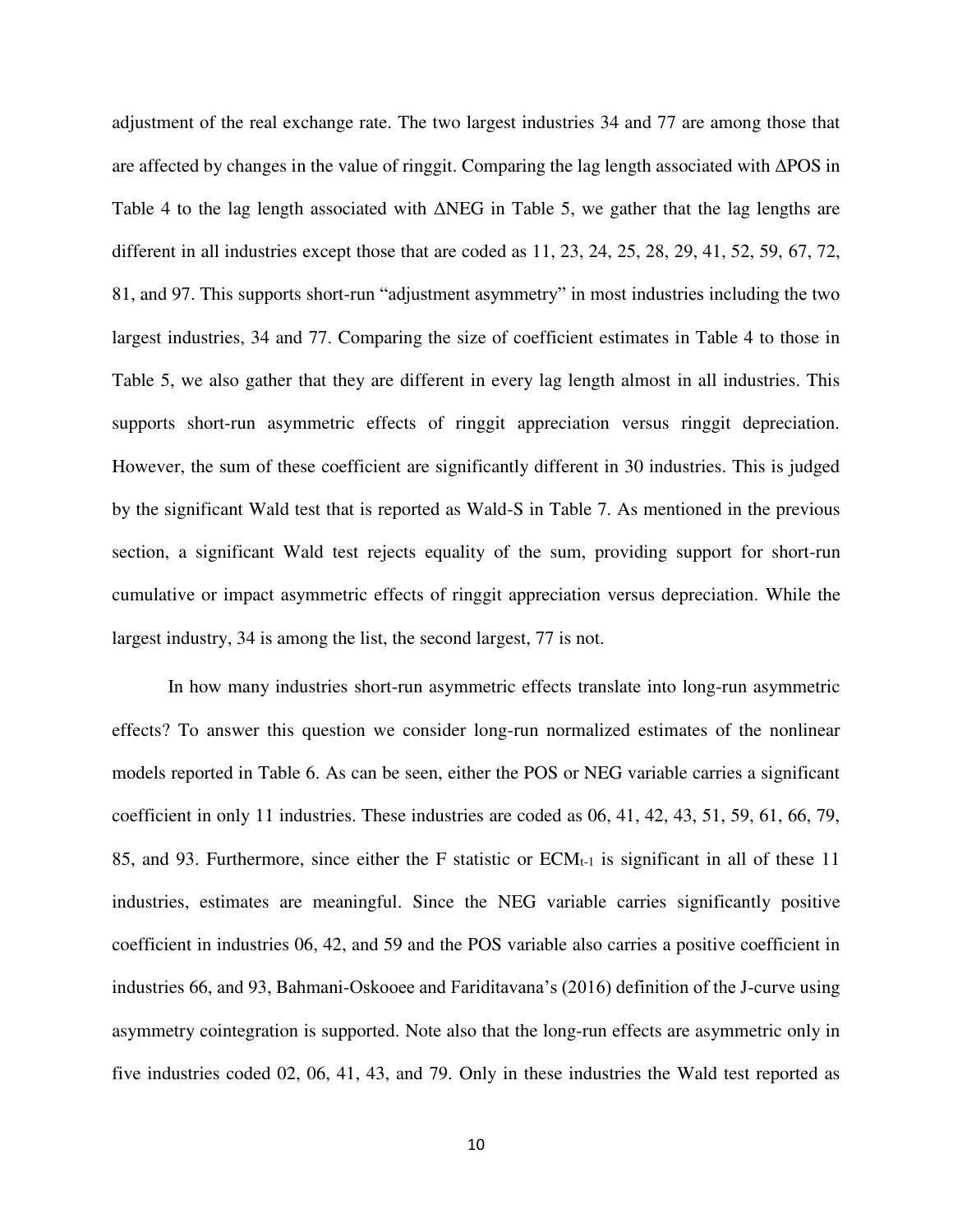adjustment of the real exchange rate. The two largest industries 34 and 77 are among those that are affected by changes in the value of ringgit. Comparing the lag length associated with ΔPOS in Table 4 to the lag length associated with ΔNEG in Table 5, we gather that the lag lengths are different in all industries except those that are coded as 11, 23, 24, 25, 28, 29, 41, 52, 59, 67, 72, 81, and 97. This supports short-run "adjustment asymmetry" in most industries including the two largest industries, 34 and 77. Comparing the size of coefficient estimates in Table 4 to those in Table 5, we also gather that they are different in every lag length almost in all industries. This supports short-run asymmetric effects of ringgit appreciation versus ringgit depreciation. However, the sum of these coefficient are significantly different in 30 industries. This is judged by the significant Wald test that is reported as Wald-S in Table 7. As mentioned in the previous section, a significant Wald test rejects equality of the sum, providing support for short-run cumulative or impact asymmetric effects of ringgit appreciation versus depreciation. While the largest industry, 34 is among the list, the second largest, 77 is not.

In how many industries short-run asymmetric effects translate into long-run asymmetric effects? To answer this question we consider long-run normalized estimates of the nonlinear models reported in Table 6. As can be seen, either the POS or NEG variable carries a significant coefficient in only 11 industries. These industries are coded as 06, 41, 42, 43, 51, 59, 61, 66, 79, 85, and 93. Furthermore, since either the F statistic or $ECM_{t-1}$ is significant in all of these 11 industries, estimates are meaningful. Since the NEG variable carries significantly positive coefficient in industries 06, 42, and 59 and the POS variable also carries a positive coefficient in industries 66, and 93, Bahmani-Oskooee and Fariditavana's (2016) definition of the J-curve using asymmetry cointegration is supported. Note also that the long-run effects are asymmetric only in five industries coded 02, 06, 41, 43, and 79. Only in these industries the Wald test reported as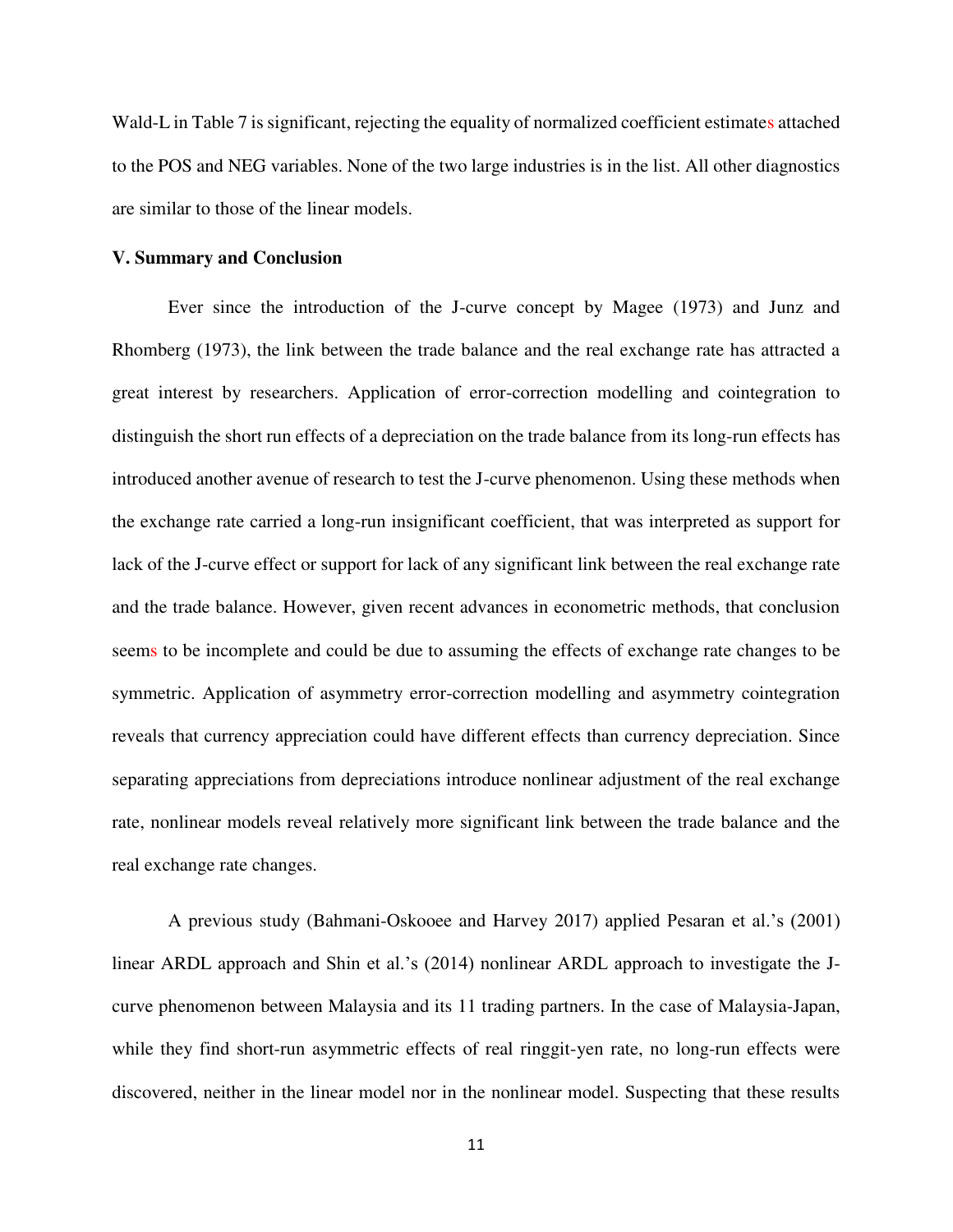Wald-L in Table 7 is significant, rejecting the equality of normalized coefficient estimates attached to the POS and NEG variables. None of the two large industries is in the list. All other diagnostics are similar to those of the linear models.

## V. Summary and Conclusion

Ever since the introduction of the J-curve concept by Magee (1973) and Junz and Rhomberg (1973), the link between the trade balance and the real exchange rate has attracted a great interest by researchers. Application of error-correction modelling and cointegration to distinguish the short run effects of a depreciation on the trade balance from its long-run effects has introduced another avenue of research to test the J-curve phenomenon. Using these methods when the exchange rate carried a long-run insignificant coefficient, that was interpreted as support for lack of the J-curve effect or support for lack of any significant link between the real exchange rate and the trade balance. However, given recent advances in econometric methods, that conclusion seems to be incomplete and could be due to assuming the effects of exchange rate changes to be symmetric. Application of asymmetry error-correction modelling and asymmetry cointegration reveals that currency appreciation could have different effects than currency depreciation. Since separating appreciations from depreciations introduce nonlinear adjustment of the real exchange rate, nonlinear models reveal relatively more significant link between the trade balance and the real exchange rate changes.

A previous study (Bahmani-Oskooee and Harvey 2017) applied Pesaran et al.'s (2001) linear ARDL approach and Shin et al.'s (2014) nonlinear ARDL approach to investigate the J-curve phenomenon between Malaysia and its 11 trading partners. In the case of Malaysia-Japan, while they find short-run asymmetric effects of real ringgit-yen rate, no long-run effects were discovered, neither in the linear model nor in the nonlinear model. Suspecting that these results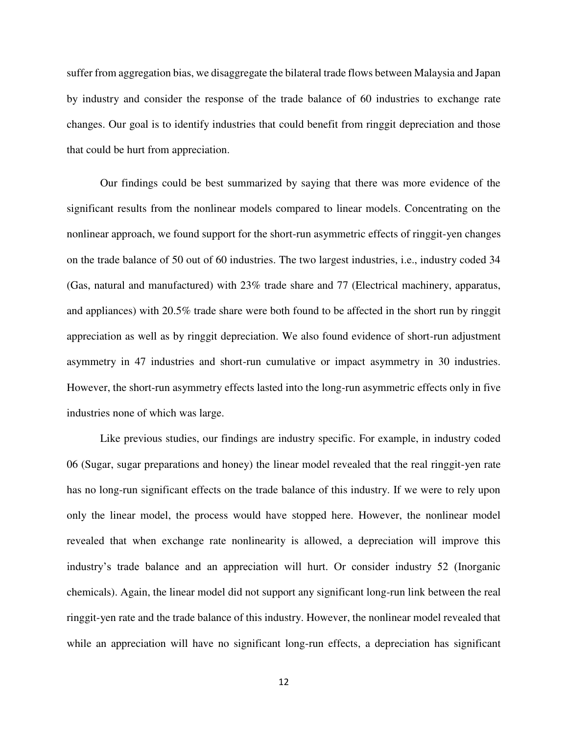suffer from aggregation bias, we disaggregate the bilateral trade flows between Malaysia and Japan by industry and consider the response of the trade balance of 60 industries to exchange rate changes. Our goal is to identify industries that could benefit from ringgit depreciation and those that could be hurt from appreciation.

Our findings could be best summarized by saying that there was more evidence of the significant results from the nonlinear models compared to linear models. Concentrating on the nonlinear approach, we found support for the short-run asymmetric effects of ringgit-yen changes on the trade balance of 50 out of 60 industries. The two largest industries, i.e., industry coded 34 (Gas, natural and manufactured) with 23% trade share and 77 (Electrical machinery, apparatus, and appliances) with 20.5% trade share were both found to be affected in the short run by ringgit appreciation as well as by ringgit depreciation. We also found evidence of short-run adjustment asymmetry in 47 industries and short-run cumulative or impact asymmetry in 30 industries. However, the short-run asymmetry effects lasted into the long-run asymmetric effects only in five industries none of which was large.

Like previous studies, our findings are industry specific. For example, in industry coded 06 (Sugar, sugar preparations and honey) the linear model revealed that the real ringgit-yen rate has no long-run significant effects on the trade balance of this industry. If we were to rely upon only the linear model, the process would have stopped here. However, the nonlinear model revealed that when exchange rate nonlinearity is allowed, a depreciation will improve this industry's trade balance and an appreciation will hurt. Or consider industry 52 (Inorganic chemicals). Again, the linear model did not support any significant long-run link between the real ringgit-yen rate and the trade balance of this industry. However, the nonlinear model revealed that while an appreciation will have no significant long-run effects, a depreciation has significant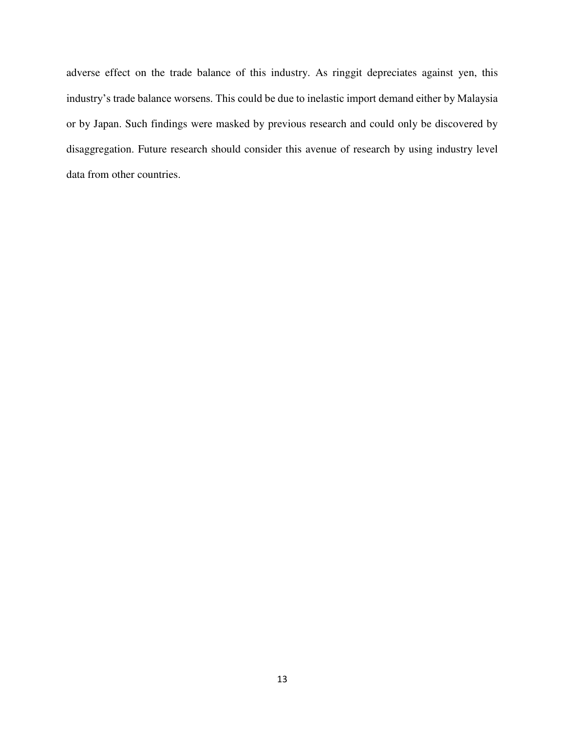adverse effect on the trade balance of this industry. As ringgit depreciates against yen, this industry's trade balance worsens. This could be due to inelastic import demand either by Malaysia or by Japan. Such findings were masked by previous research and could only be discovered by disaggregation. Future research should consider this avenue of research by using industry level data from other countries.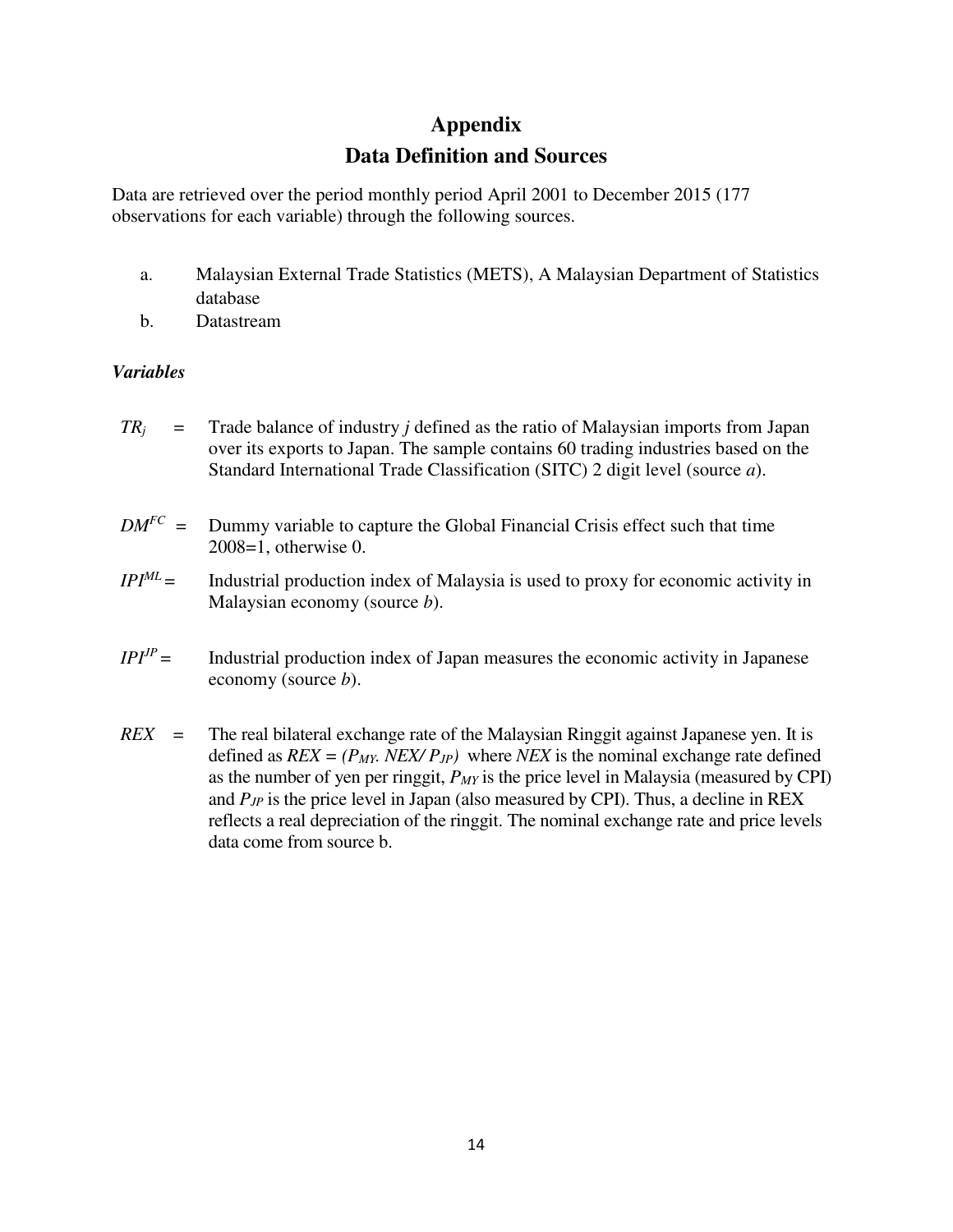# Appendix

## Data Definition and Sources

Data are retrieved over the period monthly period April 2001 to December 2015 (177 observations for each variable) through the following sources.

a. Malaysian External Trade Statistics (METS), A Malaysian Department of Statistics database
b. Datastream

***Variables***

$TR_j$ = Trade balance of industry *j* defined as the ratio of Malaysian imports from Japan over its exports to Japan. The sample contains 60 trading industries based on the Standard International Trade Classification (SITC) 2 digit level (source *a*).

$DM^{FC}$ = Dummy variable to capture the Global Financial Crisis effect such that time 2008=1, otherwise 0.

$IPI^{ML}$ = Industrial production index of Malaysia is used to proxy for economic activity in Malaysian economy (source *b*).

$IPI^{JP}$ = Industrial production index of Japan measures the economic activity in Japanese economy (source *b*).

$REX$ = The real bilateral exchange rate of the Malaysian Ringgit against Japanese yen. It is defined as $REX = (P_{MY}.\ NEX/\ P_{JP})$ where $NEX$ is the nominal exchange rate defined as the number of yen per ringgit, $P_{MY}$ is the price level in Malaysia (measured by CPI) and $P_{JP}$ is the price level in Japan (also measured by CPI). Thus, a decline in REX reflects a real depreciation of the ringgit. The nominal exchange rate and price levels data come from source b.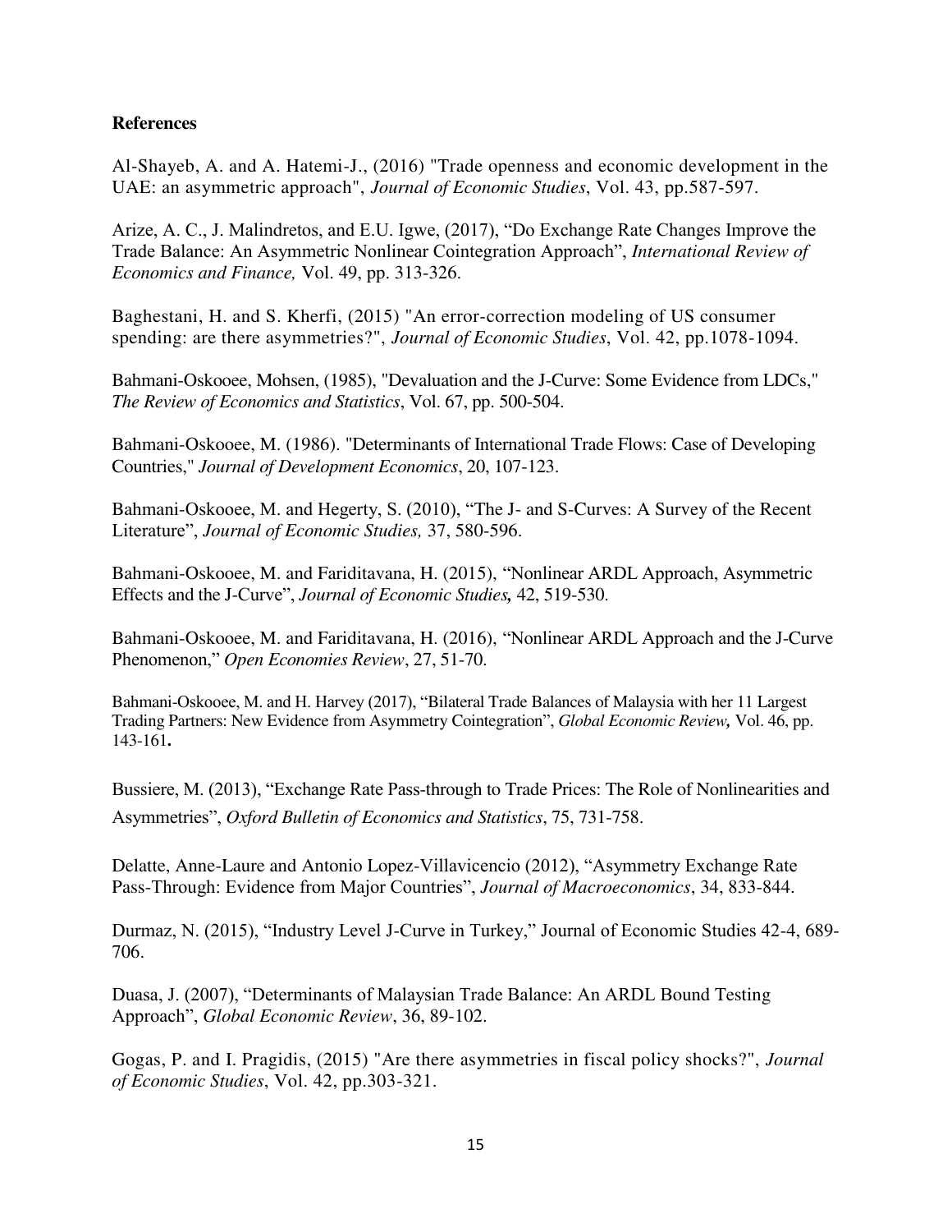**References**

Al-Shayeb, A. and A. Hatemi-J., (2016) "Trade openness and economic development in the UAE: an asymmetric approach", *Journal of Economic Studies*, Vol. 43, pp.587-597.

Arize, A. C., J. Malindretos, and E.U. Igwe, (2017), "Do Exchange Rate Changes Improve the Trade Balance: An Asymmetric Nonlinear Cointegration Approach", *International Review of Economics and Finance,* Vol. 49, pp. 313-326.

Baghestani, H. and S. Kherfi, (2015) "An error-correction modeling of US consumer spending: are there asymmetries?", *Journal of Economic Studies*, Vol. 42, pp.1078-1094.

Bahmani-Oskooee, Mohsen, (1985), "Devaluation and the J-Curve: Some Evidence from LDCs," *The Review of Economics and Statistics*, Vol. 67, pp. 500-504.

Bahmani-Oskooee, M. (1986). "Determinants of International Trade Flows: Case of Developing Countries," *Journal of Development Economics*, 20, 107-123.

Bahmani-Oskooee, M. and Hegerty, S. (2010), "The J- and S-Curves: A Survey of the Recent Literature", *Journal of Economic Studies,* 37, 580-596.

Bahmani-Oskooee, M. and Fariditavana, H. (2015), "Nonlinear ARDL Approach, Asymmetric Effects and the J-Curve", *Journal of Economic Studies,* 42, 519-530.

Bahmani-Oskooee, M. and Fariditavana, H. (2016), "Nonlinear ARDL Approach and the J-Curve Phenomenon," *Open Economies Review*, 27, 51-70.

Bahmani-Oskooee, M. and H. Harvey (2017), "Bilateral Trade Balances of Malaysia with her 11 Largest Trading Partners: New Evidence from Asymmetry Cointegration", *Global Economic Review,* Vol. 46, pp. 143-161**.**

Bussiere, M. (2013), "Exchange Rate Pass-through to Trade Prices: The Role of Nonlinearities and Asymmetries", *Oxford Bulletin of Economics and Statistics*, 75, 731-758.

Delatte, Anne-Laure and Antonio Lopez-Villavicencio (2012), "Asymmetry Exchange Rate Pass-Through: Evidence from Major Countries", *Journal of Macroeconomics*, 34, 833-844.

Durmaz, N. (2015), "Industry Level J-Curve in Turkey," Journal of Economic Studies 42-4, 689-706.

Duasa, J. (2007), "Determinants of Malaysian Trade Balance: An ARDL Bound Testing Approach", *Global Economic Review*, 36, 89-102.

Gogas, P. and I. Pragidis, (2015) "Are there asymmetries in fiscal policy shocks?", *Journal of Economic Studies*, Vol. 42, pp.303-321.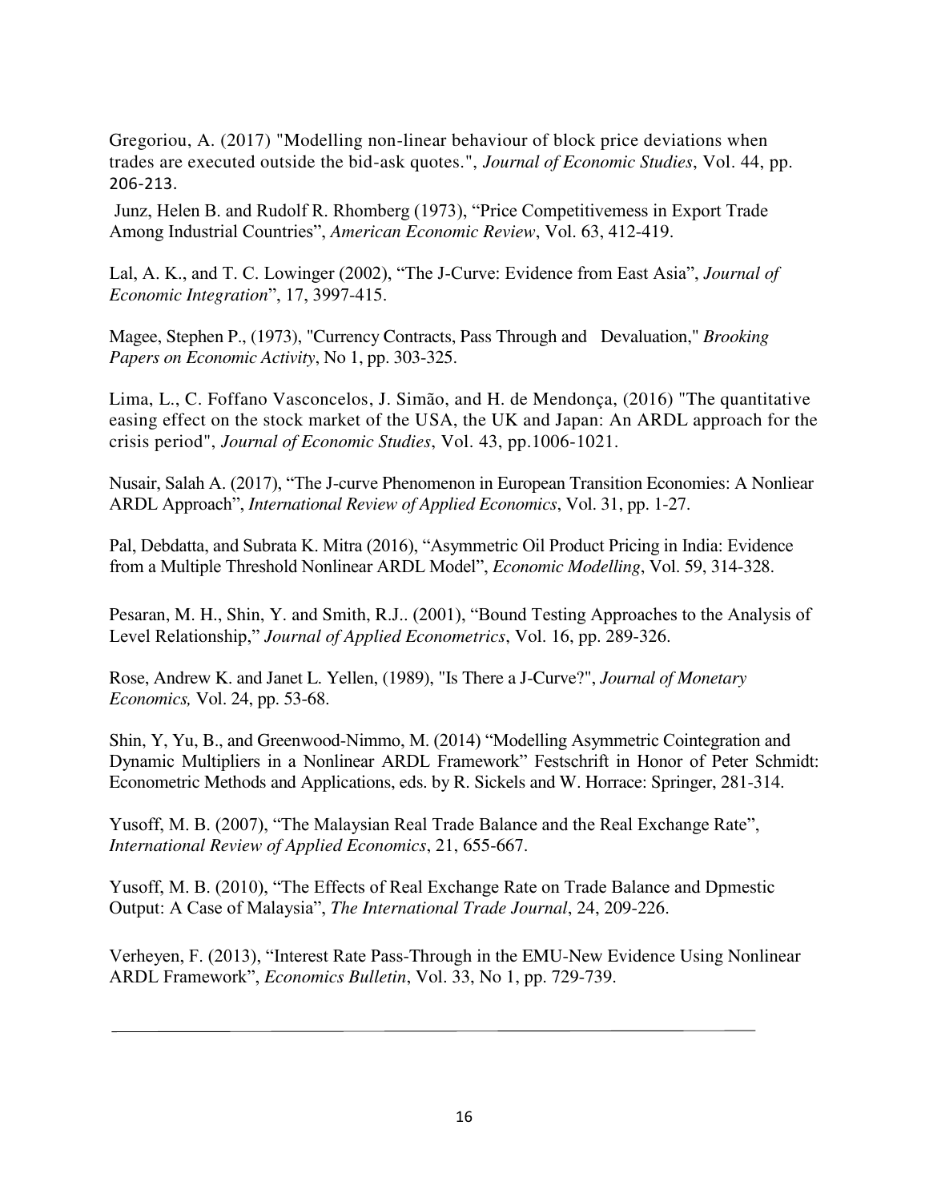Gregoriou, A. (2017) "Modelling non-linear behaviour of block price deviations when trades are executed outside the bid-ask quotes.", *Journal of Economic Studies*, Vol. 44, pp. 206-213.

Junz, Helen B. and Rudolf R. Rhomberg (1973), "Price Competitivemess in Export Trade Among Industrial Countries", *American Economic Review*, Vol. 63, 412-419.

Lal, A. K., and T. C. Lowinger (2002), "The J-Curve: Evidence from East Asia", *Journal of Economic Integration*", 17, 3997-415.

Magee, Stephen P., (1973), "Currency Contracts, Pass Through and Devaluation," *Brooking Papers on Economic Activity*, No 1, pp. 303-325.

Lima, L., C. Foffano Vasconcelos, J. Simão, and H. de Mendonça, (2016) "The quantitative easing effect on the stock market of the USA, the UK and Japan: An ARDL approach for the crisis period", *Journal of Economic Studies*, Vol. 43, pp.1006-1021.

Nusair, Salah A. (2017), "The J-curve Phenomenon in European Transition Economies: A Nonliear ARDL Approach", *International Review of Applied Economics*, Vol. 31, pp. 1-27.

Pal, Debdatta, and Subrata K. Mitra (2016), "Asymmetric Oil Product Pricing in India: Evidence from a Multiple Threshold Nonlinear ARDL Model", *Economic Modelling*, Vol. 59, 314-328.

Pesaran, M. H., Shin, Y. and Smith, R.J.. (2001), "Bound Testing Approaches to the Analysis of Level Relationship," *Journal of Applied Econometrics*, Vol. 16, pp. 289-326.

Rose, Andrew K. and Janet L. Yellen, (1989), "Is There a J-Curve?", *Journal of Monetary Economics,* Vol. 24, pp. 53-68.

Shin, Y, Yu, B., and Greenwood-Nimmo, M. (2014) "Modelling Asymmetric Cointegration and Dynamic Multipliers in a Nonlinear ARDL Framework" Festschrift in Honor of Peter Schmidt: Econometric Methods and Applications, eds. by R. Sickels and W. Horrace: Springer, 281-314.

Yusoff, M. B. (2007), "The Malaysian Real Trade Balance and the Real Exchange Rate", *International Review of Applied Economics*, 21, 655-667.

Yusoff, M. B. (2010), "The Effects of Real Exchange Rate on Trade Balance and Dpmestic Output: A Case of Malaysia", *The International Trade Journal*, 24, 209-226.

Verheyen, F. (2013), "Interest Rate Pass-Through in the EMU-New Evidence Using Nonlinear ARDL Framework", *Economics Bulletin*, Vol. 33, No 1, pp. 729-739.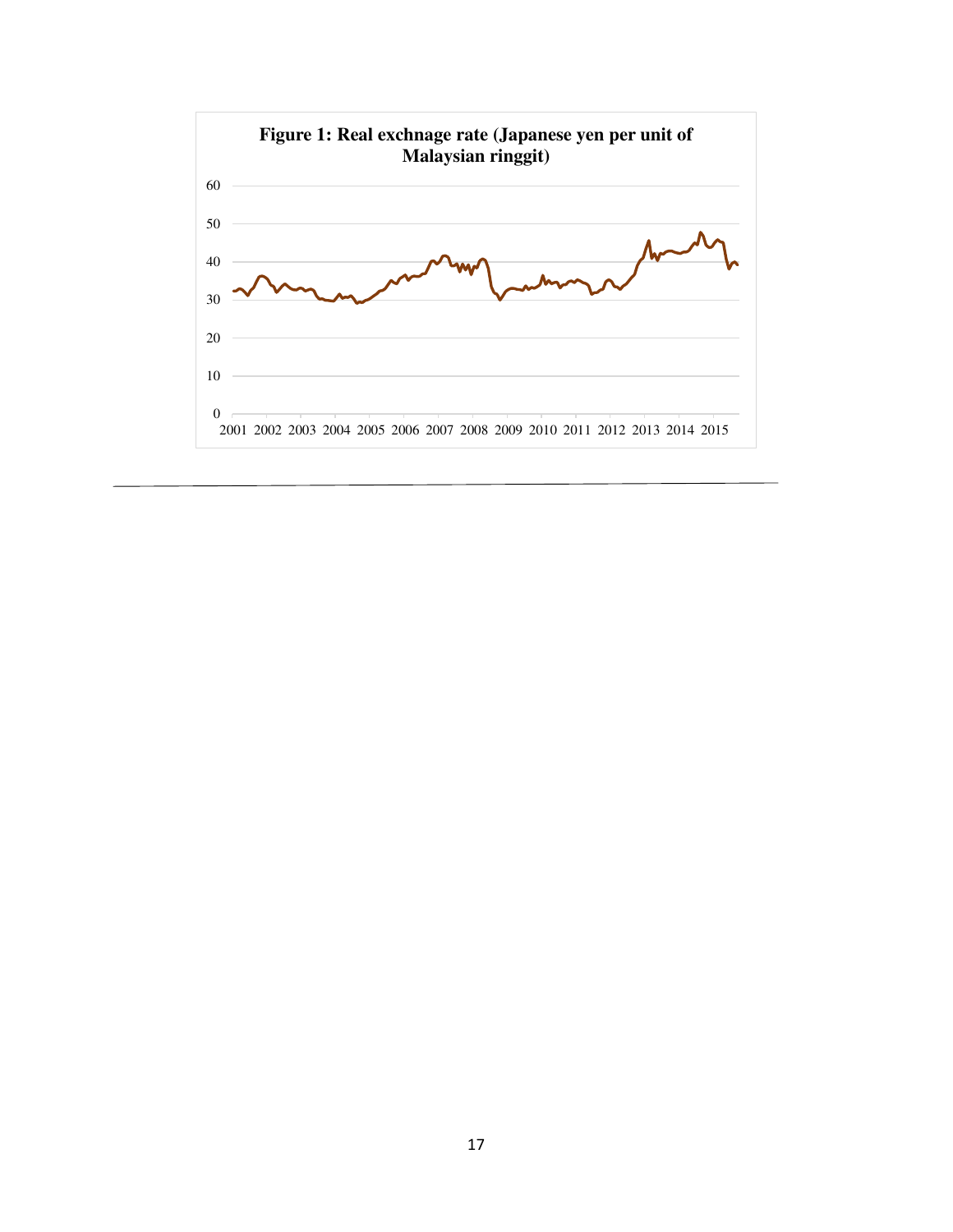**Figure 1: Real exchnage rate (Japanese yen per unit of Malaysian ringgit)**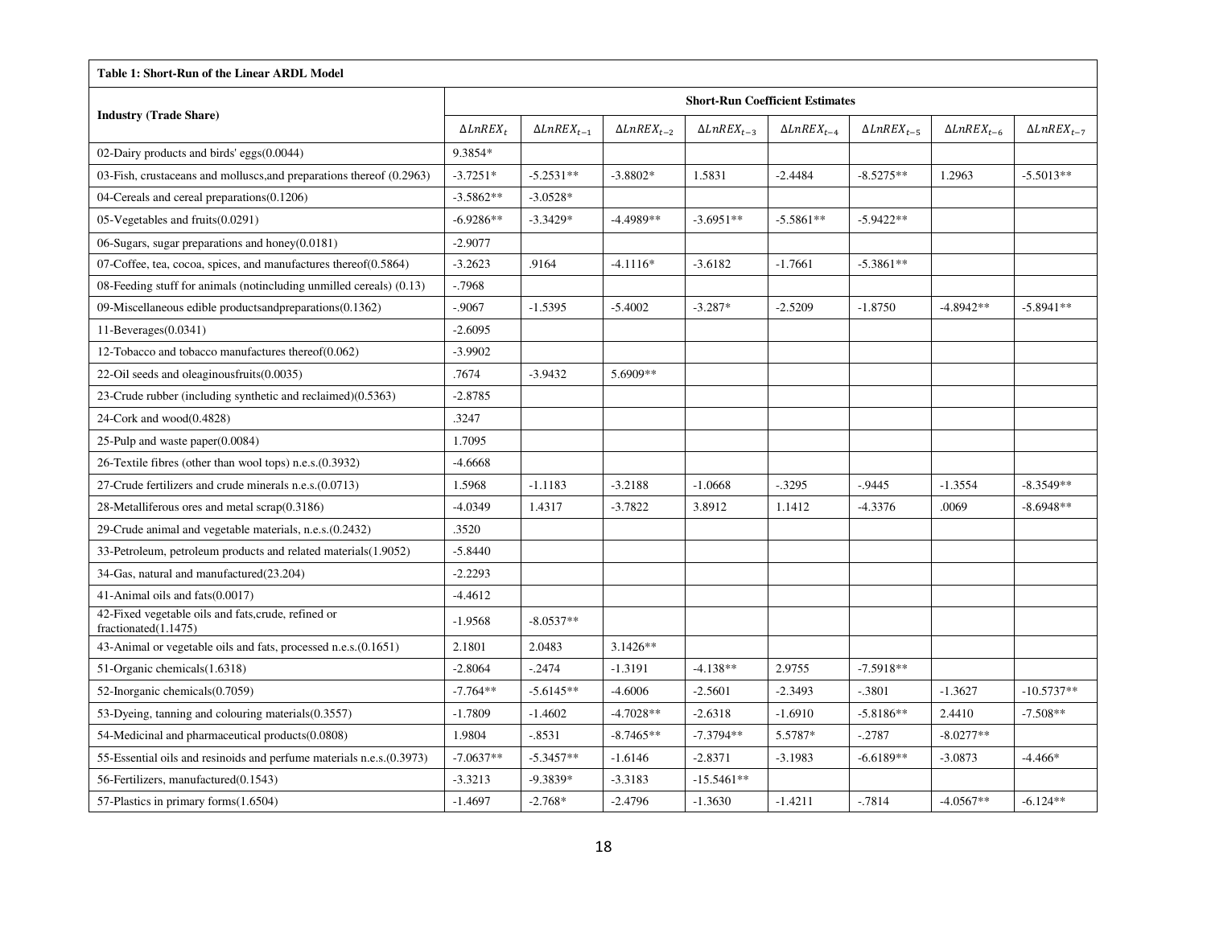**Table 1: Short-Run of the Linear ARDL Model**

| Industry (Trade Share) | Short-Run Coefficient Estimates | | | | | | | |
|---|---|---|---|---|---|---|---|---|
| | $\Delta LnREX_t$ | $\Delta LnREX_{t-1}$ | $\Delta LnREX_{t-2}$ | $\Delta LnREX_{t-3}$ | $\Delta LnREX_{t-4}$ | $\Delta LnREX_{t-5}$ | $\Delta LnREX_{t-6}$ | $\Delta LnREX_{t-7}$ |
| 02-Dairy products and birds' eggs(0.0044) | 9.3854* | | | | | | | |
| 03-Fish, crustaceans and molluscs,and preparations thereof (0.2963) | -3.7251* | -5.2531** | -3.8802* | 1.5831 | -2.4484 | -8.5275** | 1.2963 | -5.5013** |
| 04-Cereals and cereal preparations(0.1206) | -3.5862** | -3.0528* | | | | | | |
| 05-Vegetables and fruits(0.0291) | -6.9286** | -3.3429* | -4.4989** | -3.6951** | -5.5861** | -5.9422** | | |
| 06-Sugars, sugar preparations and honey(0.0181) | -2.9077 | | | | | | | |
| 07-Coffee, tea, cocoa, spices, and manufactures thereof(0.5864) | -3.2623 | .9164 | -4.1116* | -3.6182 | -1.7661 | -5.3861** | | |
| 08-Feeding stuff for animals (notincluding unmilled cereals) (0.13) | -.7968 | | | | | | | |
| 09-Miscellaneous edible productsandpreparations(0.1362) | -.9067 | -1.5395 | -5.4002 | -3.287* | -2.5209 | -1.8750 | -4.8942** | -5.8941** |
| 11-Beverages(0.0341) | -2.6095 | | | | | | | |
| 12-Tobacco and tobacco manufactures thereof(0.062) | -3.9902 | | | | | | | |
| 22-Oil seeds and oleaginousfruits(0.0035) | .7674 | -3.9432 | 5.6909** | | | | | |
| 23-Crude rubber (including synthetic and reclaimed)(0.5363) | -2.8785 | | | | | | | |
| 24-Cork and wood(0.4828) | .3247 | | | | | | | |
| 25-Pulp and waste paper(0.0084) | 1.7095 | | | | | | | |
| 26-Textile fibres (other than wool tops) n.e.s.(0.3932) | -4.6668 | | | | | | | |
| 27-Crude fertilizers and crude minerals n.e.s.(0.0713) | 1.5968 | -1.1183 | -3.2188 | -1.0668 | -.3295 | -.9445 | -1.3554 | -8.3549** |
| 28-Metalliferous ores and metal scrap(0.3186) | -4.0349 | 1.4317 | -3.7822 | 3.8912 | 1.1412 | -4.3376 | .0069 | -8.6948** |
| 29-Crude animal and vegetable materials, n.e.s.(0.2432) | .3520 | | | | | | | |
| 33-Petroleum, petroleum products and related materials(1.9052) | -5.8440 | | | | | | | |
| 34-Gas, natural and manufactured(23.204) | -2.2293 | | | | | | | |
| 41-Animal oils and fats(0.0017) | -4.4612 | | | | | | | |
| 42-Fixed vegetable oils and fats,crude, refined or fractionated(1.1475) | -1.9568 | -8.0537** | | | | | | |
| 43-Animal or vegetable oils and fats, processed n.e.s.(0.1651) | 2.1801 | 2.0483 | 3.1426** | | | | | |
| 51-Organic chemicals(1.6318) | -2.8064 | -.2474 | -1.3191 | -4.138** | 2.9755 | -7.5918** | | |
| 52-Inorganic chemicals(0.7059) | -7.764** | -5.6145** | -4.6006 | -2.5601 | -2.3493 | -.3801 | -1.3627 | -10.5737** |
| 53-Dyeing, tanning and colouring materials(0.3557) | -1.7809 | -1.4602 | -4.7028** | -2.6318 | -1.6910 | -5.8186** | 2.4410 | -7.508** |
| 54-Medicinal and pharmaceutical products(0.0808) | 1.9804 | -.8531 | -8.7465** | -7.3794** | 5.5787* | -.2787 | -8.0277** | |
| 55-Essential oils and resinoids and perfume materials n.e.s.(0.3973) | -7.0637** | -5.3457** | -1.6146 | -2.8371 | -3.1983 | -6.6189** | -3.0873 | -4.466* |
| 56-Fertilizers, manufactured(0.1543) | -3.3213 | -9.3839* | -3.3183 | -15.5461** | | | | |
| 57-Plastics in primary forms(1.6504) | -1.4697 | -2.768* | -2.4796 | -1.3630 | -1.4211 | -.7814 | -4.0567** | -6.124** |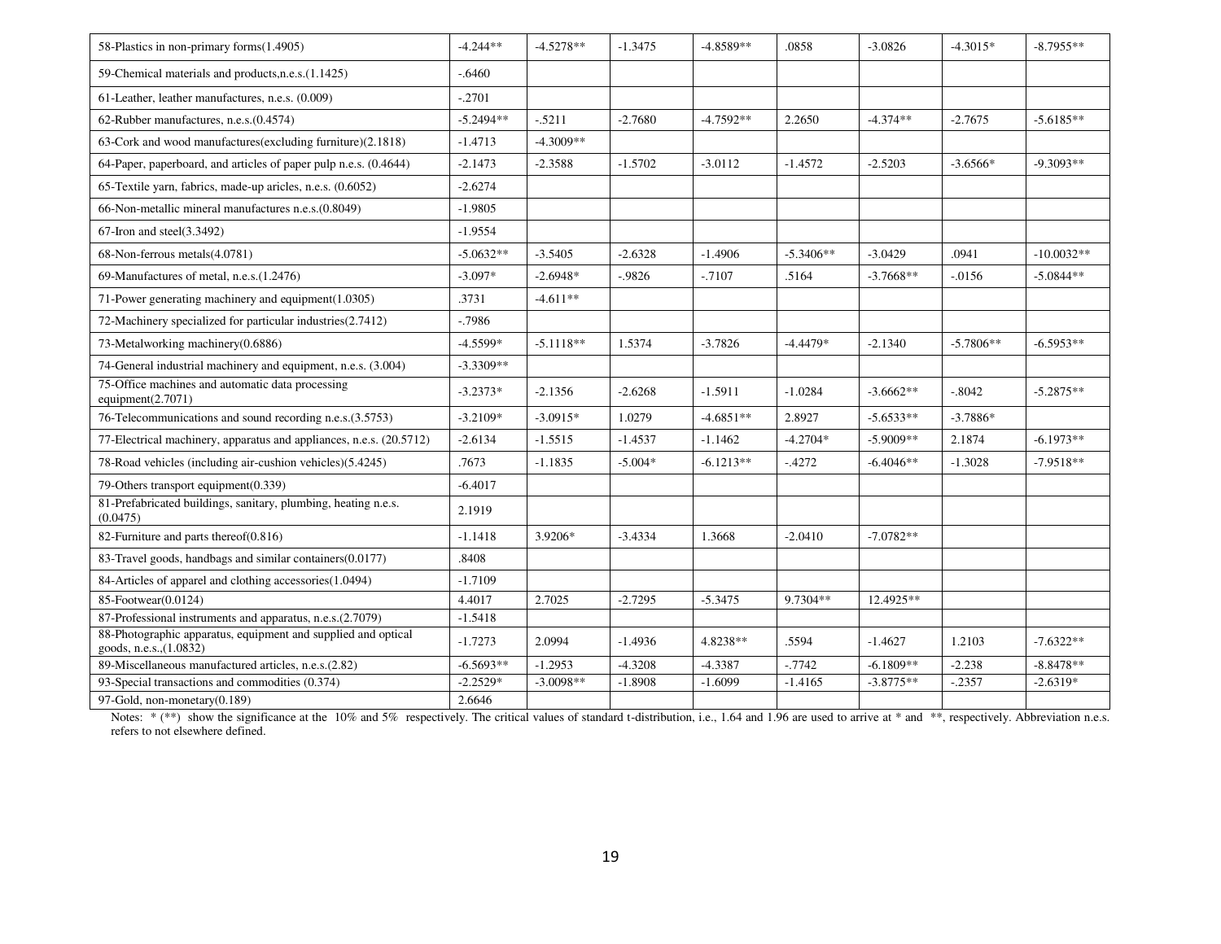| | | | | | | | | |
|---|---|---|---|---|---|---|---|---|
| 58-Plastics in non-primary forms(1.4905) | -4.244** | -4.5278** | -1.3475 | -4.8589** | .0858 | -3.0826 | -4.3015* | -8.7955** |
| 59-Chemical materials and products,n.e.s.(1.1425) | -.6460 | | | | | | | |
| 61-Leather, leather manufactures, n.e.s. (0.009) | -.2701 | | | | | | | |
| 62-Rubber manufactures, n.e.s.(0.4574) | -5.2494** | -.5211 | -2.7680 | -4.7592** | 2.2650 | -4.374** | -2.7675 | -5.6185** |
| 63-Cork and wood manufactures(excluding furniture)(2.1818) | -1.4713 | -4.3009** | | | | | | |
| 64-Paper, paperboard, and articles of paper pulp n.e.s. (0.4644) | -2.1473 | -2.3588 | -1.5702 | -3.0112 | -1.4572 | -2.5203 | -3.6566* | -9.3093** |
| 65-Textile yarn, fabrics, made-up aricles, n.e.s. (0.6052) | -2.6274 | | | | | | | |
| 66-Non-metallic mineral manufactures n.e.s.(0.8049) | -1.9805 | | | | | | | |
| 67-Iron and steel(3.3492) | -1.9554 | | | | | | | |
| 68-Non-ferrous metals(4.0781) | -5.0632** | -3.5405 | -2.6328 | -1.4906 | -5.3406** | -3.0429 | .0941 | -10.0032** |
| 69-Manufactures of metal, n.e.s.(1.2476) | -3.097* | -2.6948* | -.9826 | -.7107 | .5164 | -3.7668** | -.0156 | -5.0844** |
| 71-Power generating machinery and equipment(1.0305) | .3731 | -4.611** | | | | | | |
| 72-Machinery specialized for particular industries(2.7412) | -.7986 | | | | | | | |
| 73-Metalworking machinery(0.6886) | -4.5599* | -5.1118** | 1.5374 | -3.7826 | -4.4479* | -2.1340 | -5.7806** | -6.5953** |
| 74-General industrial machinery and equipment, n.e.s. (3.004) | -3.3309** | | | | | | | |
| 75-Office machines and automatic data processing equipment(2.7071) | -3.2373* | -2.1356 | -2.6268 | -1.5911 | -1.0284 | -3.6662** | -.8042 | -5.2875** |
| 76-Telecommunications and sound recording n.e.s.(3.5753) | -3.2109* | -3.0915* | 1.0279 | -4.6851** | 2.8927 | -5.6533** | -3.7886* | |
| 77-Electrical machinery, apparatus and appliances, n.e.s. (20.5712) | -2.6134 | -1.5515 | -1.4537 | -1.1462 | -4.2704* | -5.9009** | 2.1874 | -6.1973** |
| 78-Road vehicles (including air-cushion vehicles)(5.4245) | .7673 | -1.1835 | -5.004* | -6.1213** | -.4272 | -6.4046** | -1.3028 | -7.9518** |
| 79-Others transport equipment(0.339) | -6.4017 | | | | | | | |
| 81-Prefabricated buildings, sanitary, plumbing, heating n.e.s. (0.0475) | 2.1919 | | | | | | | |
| 82-Furniture and parts thereof(0.816) | -1.1418 | 3.9206* | -3.4334 | 1.3668 | -2.0410 | -7.0782** | | |
| 83-Travel goods, handbags and similar containers(0.0177) | .8408 | | | | | | | |
| 84-Articles of apparel and clothing accessories(1.0494) | -1.7109 | | | | | | | |
| 85-Footwear(0.0124) | 4.4017 | 2.7025 | -2.7295 | -5.3475 | 9.7304** | 12.4925** | | |
| 87-Professional instruments and apparatus, n.e.s.(2.7079) | -1.5418 | | | | | | | |
| 88-Photographic apparatus, equipment and supplied and optical goods, n.e.s.,(1.0832) | -1.7273 | 2.0994 | -1.4936 | 4.8238** | .5594 | -1.4627 | 1.2103 | -7.6322** |
| 89-Miscellaneous manufactured articles, n.e.s.(2.82) | -6.5693** | -1.2953 | -4.3208 | -4.3387 | -.7742 | -6.1809** | -2.238 | -8.8478** |
| 93-Special transactions and commodities (0.374) | -2.2529* | -3.0098** | -1.8908 | -1.6099 | -1.4165 | -3.8775** | -.2357 | -2.6319* |
| 97-Gold, non-monetary(0.189) | 2.6646 | | | | | | | |

Notes: * (**) show the significance at the 10% and 5% respectively. The critical values of standard t-distribution, i.e., 1.64 and 1.96 are used to arrive at * and **, respectively. Abbreviation n.e.s. refers to not elsewhere defined.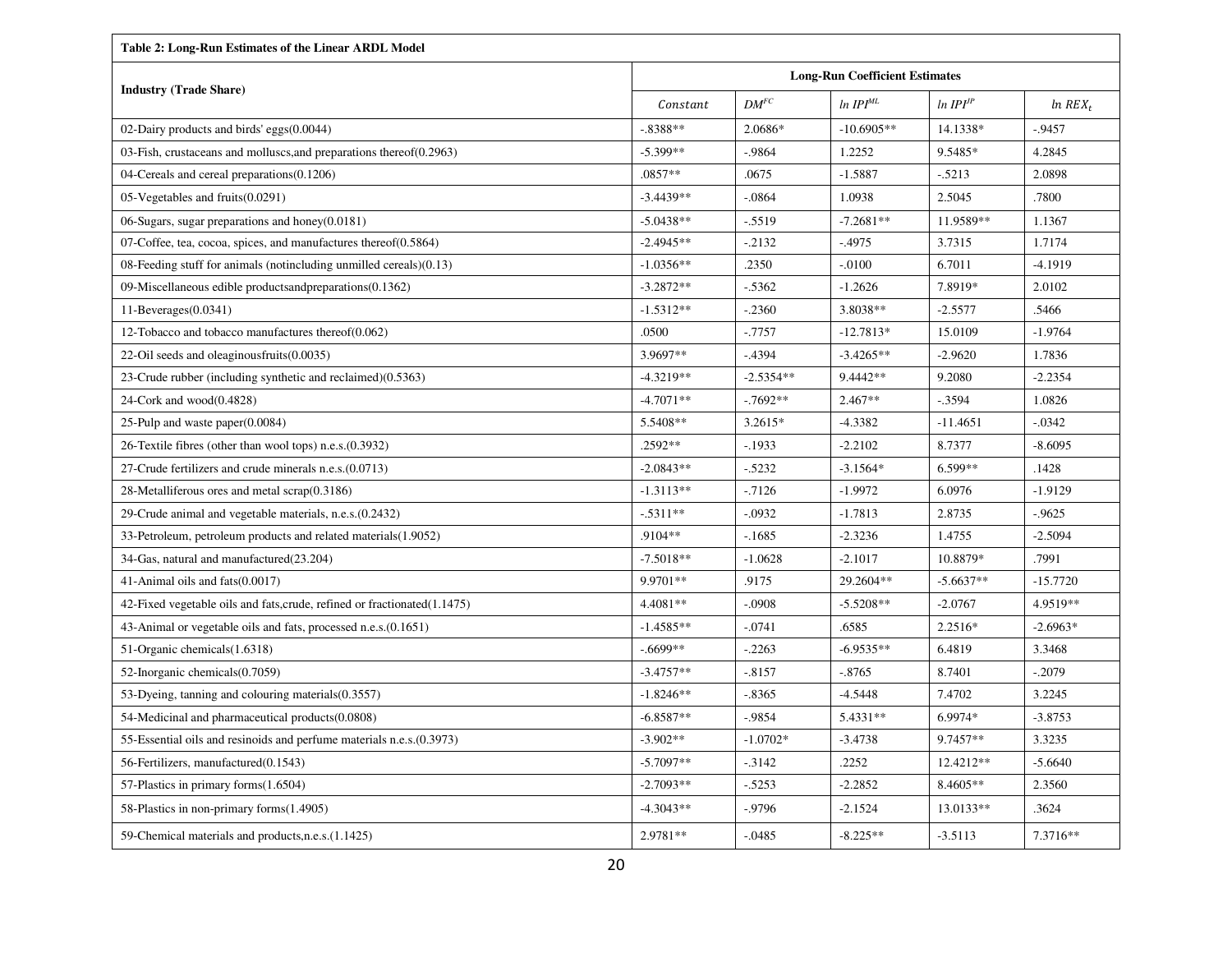**Table 2: Long-Run Estimates of the Linear ARDL Model**

| Industry (Trade Share) | Long-Run Coefficient Estimates | | | | |
|---|---|---|---|---|---|
| | $Constant$ | $DM^{FC}$ | $ln\ IPI^{ML}$ | $ln\ IPI^{JP}$ | $ln\ REX_t$ |
| 02-Dairy products and birds' eggs(0.0044) | -.8388** | 2.0686* | -10.6905** | 14.1338* | -.9457 |
| 03-Fish, crustaceans and molluscs,and preparations thereof(0.2963) | -5.399** | -.9864 | 1.2252 | 9.5485* | 4.2845 |
| 04-Cereals and cereal preparations(0.1206) | .0857** | .0675 | -1.5887 | -.5213 | 2.0898 |
| 05-Vegetables and fruits(0.0291) | -3.4439** | -.0864 | 1.0938 | 2.5045 | .7800 |
| 06-Sugars, sugar preparations and honey(0.0181) | -5.0438** | -.5519 | -7.2681** | 11.9589** | 1.1367 |
| 07-Coffee, tea, cocoa, spices, and manufactures thereof(0.5864) | -2.4945** | -.2132 | -.4975 | 3.7315 | 1.7174 |
| 08-Feeding stuff for animals (notincluding unmilled cereals)(0.13) | -1.0356** | .2350 | -.0100 | 6.7011 | -4.1919 |
| 09-Miscellaneous edible productsandpreparations(0.1362) | -3.2872** | -.5362 | -1.2626 | 7.8919* | 2.0102 |
| 11-Beverages(0.0341) | -1.5312** | -.2360 | 3.8038** | -2.5577 | .5466 |
| 12-Tobacco and tobacco manufactures thereof(0.062) | .0500 | -.7757 | -12.7813* | 15.0109 | -1.9764 |
| 22-Oil seeds and oleaginousfruits(0.0035) | 3.9697** | -.4394 | -3.4265** | -2.9620 | 1.7836 |
| 23-Crude rubber (including synthetic and reclaimed)(0.5363) | -4.3219** | -2.5354** | 9.4442** | 9.2080 | -2.2354 |
| 24-Cork and wood(0.4828) | -4.7071** | -.7692** | 2.467** | -.3594 | 1.0826 |
| 25-Pulp and waste paper(0.0084) | 5.5408** | 3.2615* | -4.3382 | -11.4651 | -.0342 |
| 26-Textile fibres (other than wool tops) n.e.s.(0.3932) | .2592** | -.1933 | -2.2102 | 8.7377 | -8.6095 |
| 27-Crude fertilizers and crude minerals n.e.s.(0.0713) | -2.0843** | -.5232 | -3.1564* | 6.599** | .1428 |
| 28-Metalliferous ores and metal scrap(0.3186) | -1.3113** | -.7126 | -1.9972 | 6.0976 | -1.9129 |
| 29-Crude animal and vegetable materials, n.e.s.(0.2432) | -.5311** | -.0932 | -1.7813 | 2.8735 | -.9625 |
| 33-Petroleum, petroleum products and related materials(1.9052) | .9104** | -.1685 | -2.3236 | 1.4755 | -2.5094 |
| 34-Gas, natural and manufactured(23.204) | -7.5018** | -1.0628 | -2.1017 | 10.8879* | .7991 |
| 41-Animal oils and fats(0.0017) | 9.9701** | .9175 | 29.2604** | -5.6637** | -15.7720 |
| 42-Fixed vegetable oils and fats,crude, refined or fractionated(1.1475) | 4.4081** | -.0908 | -5.5208** | -2.0767 | 4.9519** |
| 43-Animal or vegetable oils and fats, processed n.e.s.(0.1651) | -1.4585** | -.0741 | .6585 | 2.2516* | -2.6963* |
| 51-Organic chemicals(1.6318) | -.6699** | -.2263 | -6.9535** | 6.4819 | 3.3468 |
| 52-Inorganic chemicals(0.7059) | -3.4757** | -.8157 | -.8765 | 8.7401 | -.2079 |
| 53-Dyeing, tanning and colouring materials(0.3557) | -1.8246** | -.8365 | -4.5448 | 7.4702 | 3.2245 |
| 54-Medicinal and pharmaceutical products(0.0808) | -6.8587** | -.9854 | 5.4331** | 6.9974* | -3.8753 |
| 55-Essential oils and resinoids and perfume materials n.e.s.(0.3973) | -3.902** | -1.0702* | -3.4738 | 9.7457** | 3.3235 |
| 56-Fertilizers, manufactured(0.1543) | -5.7097** | -.3142 | .2252 | 12.4212** | -5.6640 |
| 57-Plastics in primary forms(1.6504) | -2.7093** | -.5253 | -2.2852 | 8.4605** | 2.3560 |
| 58-Plastics in non-primary forms(1.4905) | -4.3043** | -.9796 | -2.1524 | 13.0133** | .3624 |
| 59-Chemical materials and products,n.e.s.(1.1425) | 2.9781** | -.0485 | -8.225** | -3.5113 | 7.3716** |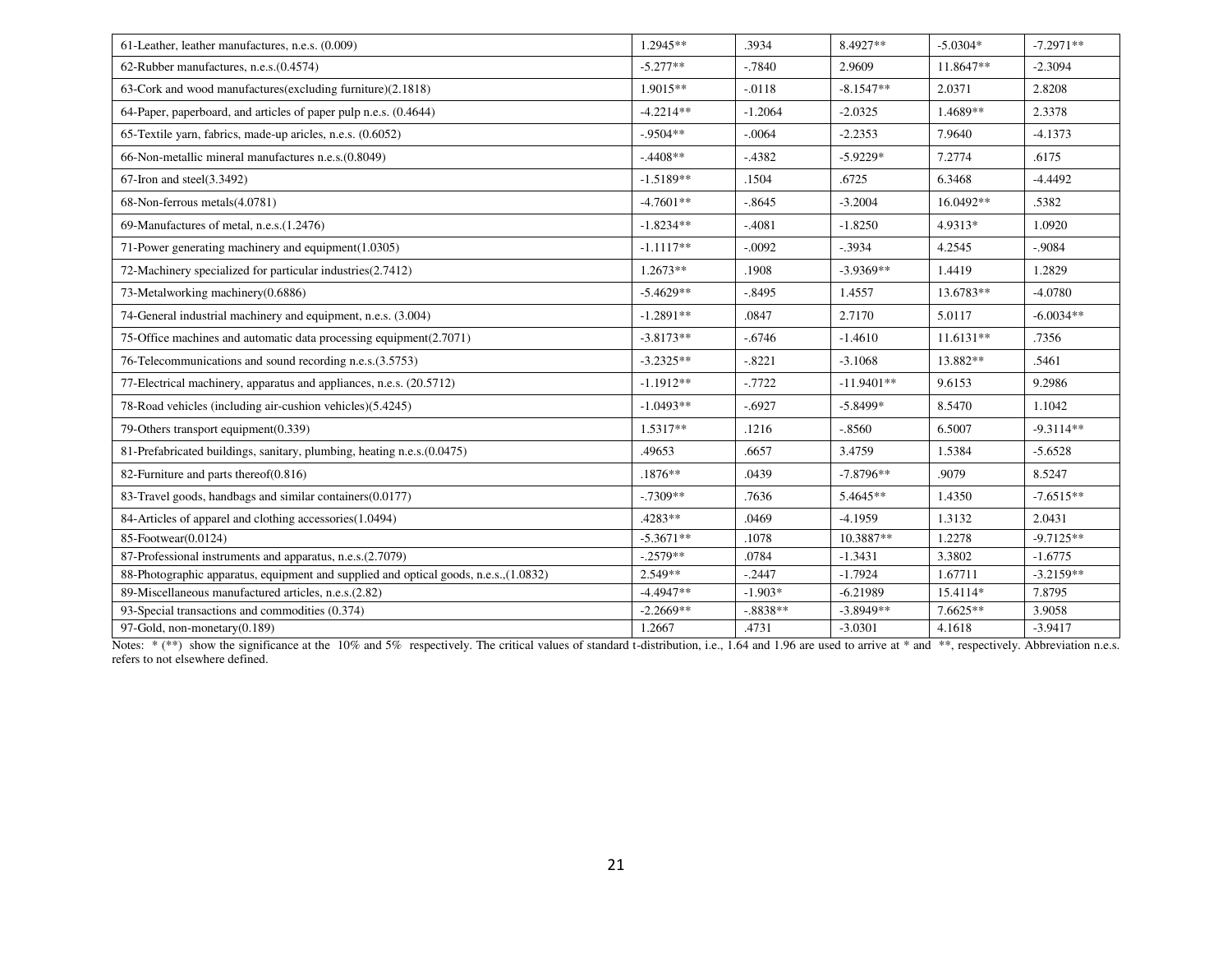| | | | | | |
|---|---|---|---|---|---|
| 61-Leather, leather manufactures, n.e.s. (0.009) | 1.2945** | .3934 | 8.4927** | -5.0304* | -7.2971** |
| 62-Rubber manufactures, n.e.s.(0.4574) | -5.277** | -.7840 | 2.9609 | 11.8647** | -2.3094 |
| 63-Cork and wood manufactures(excluding furniture)(2.1818) | 1.9015** | -.0118 | -8.1547** | 2.0371 | 2.8208 |
| 64-Paper, paperboard, and articles of paper pulp n.e.s. (0.4644) | -4.2214** | -1.2064 | -2.0325 | 1.4689** | 2.3378 |
| 65-Textile yarn, fabrics, made-up aricles, n.e.s. (0.6052) | -.9504** | -.0064 | -2.2353 | 7.9640 | -4.1373 |
| 66-Non-metallic mineral manufactures n.e.s.(0.8049) | -.4408** | -.4382 | -5.9229* | 7.2774 | .6175 |
| 67-Iron and steel(3.3492) | -1.5189** | .1504 | .6725 | 6.3468 | -4.4492 |
| 68-Non-ferrous metals(4.0781) | -4.7601** | -.8645 | -3.2004 | 16.0492** | .5382 |
| 69-Manufactures of metal, n.e.s.(1.2476) | -1.8234** | -.4081 | -1.8250 | 4.9313* | 1.0920 |
| 71-Power generating machinery and equipment(1.0305) | -1.1117** | -.0092 | -.3934 | 4.2545 | -.9084 |
| 72-Machinery specialized for particular industries(2.7412) | 1.2673** | .1908 | -3.9369** | 1.4419 | 1.2829 |
| 73-Metalworking machinery(0.6886) | -5.4629** | -.8495 | 1.4557 | 13.6783** | -4.0780 |
| 74-General industrial machinery and equipment, n.e.s. (3.004) | -1.2891** | .0847 | 2.7170 | 5.0117 | -6.0034** |
| 75-Office machines and automatic data processing equipment(2.7071) | -3.8173** | -.6746 | -1.4610 | 11.6131** | .7356 |
| 76-Telecommunications and sound recording n.e.s.(3.5753) | -3.2325** | -.8221 | -3.1068 | 13.882** | .5461 |
| 77-Electrical machinery, apparatus and appliances, n.e.s. (20.5712) | -1.1912** | -.7722 | -11.9401** | 9.6153 | 9.2986 |
| 78-Road vehicles (including air-cushion vehicles)(5.4245) | -1.0493** | -.6927 | -5.8499* | 8.5470 | 1.1042 |
| 79-Others transport equipment(0.339) | 1.5317** | .1216 | -.8560 | 6.5007 | -9.3114** |
| 81-Prefabricated buildings, sanitary, plumbing, heating n.e.s.(0.0475) | .49653 | .6657 | 3.4759 | 1.5384 | -5.6528 |
| 82-Furniture and parts thereof(0.816) | .1876** | .0439 | -7.8796** | .9079 | 8.5247 |
| 83-Travel goods, handbags and similar containers(0.0177) | -.7309** | .7636 | 5.4645** | 1.4350 | -7.6515** |
| 84-Articles of apparel and clothing accessories(1.0494) | .4283** | .0469 | -4.1959 | 1.3132 | 2.0431 |
| 85-Footwear(0.0124) | -5.3671** | .1078 | 10.3887** | 1.2278 | -9.7125** |
| 87-Professional instruments and apparatus, n.e.s.(2.7079) | -.2579** | .0784 | -1.3431 | 3.3802 | -1.6775 |
| 88-Photographic apparatus, equipment and supplied and optical goods, n.e.s.,(1.0832) | 2.549** | -.2447 | -1.7924 | 1.67711 | -3.2159** |
| 89-Miscellaneous manufactured articles, n.e.s.(2.82) | -4.4947** | -1.903* | -6.21989 | 15.4114* | 7.8795 |
| 93-Special transactions and commodities (0.374) | -2.2669** | -.8838** | -3.8949** | 7.6625** | 3.9058 |
| 97-Gold, non-monetary(0.189) | 1.2667 | .4731 | -3.0301 | 4.1618 | -3.9417 |

Notes: * (**) show the significance at the 10% and 5% respectively. The critical values of standard t-distribution, i.e., 1.64 and 1.96 are used to arrive at * and **, respectively. Abbreviation n.e.s. refers to not elsewhere defined.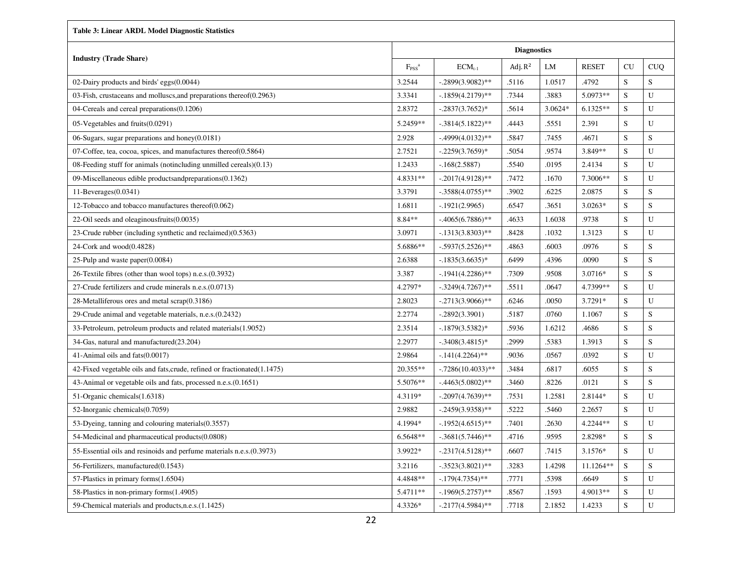**Table 3: Linear ARDL Model Diagnostic Statistics**

| Industry (Trade Share) | Diagnostics | | | | | | |
|---|---|---|---|---|---|---|---|
| | $F_{PSS}$[a] | $ECM_{t-1}$ | Adj. $R^2$ | LM | RESET | CU | CUQ |
| 02-Dairy products and birds' eggs(0.0044) | 3.2544 | -.2899(3.9082)** | .5116 | 1.0517 | .4792 | S | S |
| 03-Fish, crustaceans and molluscs,and preparations thereof(0.2963) | 3.3341 | -.1859(4.2179)** | .7344 | .3883 | 5.0973** | S | U |
| 04-Cereals and cereal preparations(0.1206) | 2.8372 | -.2837(3.7652)* | .5614 | 3.0624* | 6.1325** | S | U |
| 05-Vegetables and fruits(0.0291) | 5.2459** | -.3814(5.1822)** | .4443 | .5551 | 2.391 | S | U |
| 06-Sugars, sugar preparations and honey(0.0181) | 2.928 | -.4999(4.0132)** | .5847 | .7455 | .4671 | S | S |
| 07-Coffee, tea, cocoa, spices, and manufactures thereof(0.5864) | 2.7521 | -.2259(3.7659)* | .5054 | .9574 | 3.849** | S | U |
| 08-Feeding stuff for animals (notincluding unmilled cereals)(0.13) | 1.2433 | -.168(2.5887) | .5540 | .0195 | 2.4134 | S | U |
| 09-Miscellaneous edible productsandpreparations(0.1362) | 4.8331** | -.2017(4.9128)** | .7472 | .1670 | 7.3006** | S | U |
| 11-Beverages(0.0341) | 3.3791 | -.3588(4.0755)** | .3902 | .6225 | 2.0875 | S | S |
| 12-Tobacco and tobacco manufactures thereof(0.062) | 1.6811 | -.1921(2.9965) | .6547 | .3651 | 3.0263* | S | S |
| 22-Oil seeds and oleaginousfruits(0.0035) | 8.84** | -.4065(6.7886)** | .4633 | 1.6038 | .9738 | S | U |
| 23-Crude rubber (including synthetic and reclaimed)(0.5363) | 3.0971 | -.1313(3.8303)** | .8428 | .1032 | 1.3123 | S | U |
| 24-Cork and wood(0.4828) | 5.6886** | -.5937(5.2526)** | .4863 | .6003 | .0976 | S | S |
| 25-Pulp and waste paper(0.0084) | 2.6388 | -.1835(3.6635)* | .6499 | .4396 | .0090 | S | S |
| 26-Textile fibres (other than wool tops) n.e.s.(0.3932) | 3.387 | -.1941(4.2286)** | .7309 | .9508 | 3.0716* | S | S |
| 27-Crude fertilizers and crude minerals n.e.s.(0.0713) | 4.2797* | -.3249(4.7267)** | .5511 | .0647 | 4.7399** | S | U |
| 28-Metalliferous ores and metal scrap(0.3186) | 2.8023 | -.2713(3.9066)** | .6246 | .0050 | 3.7291* | S | U |
| 29-Crude animal and vegetable materials, n.e.s.(0.2432) | 2.2774 | -.2892(3.3901) | .5187 | .0760 | 1.1067 | S | S |
| 33-Petroleum, petroleum products and related materials(1.9052) | 2.3514 | -.1879(3.5382)* | .5936 | 1.6212 | .4686 | S | S |
| 34-Gas, natural and manufactured(23.204) | 2.2977 | -.3408(3.4815)* | .2999 | .5383 | 1.3913 | S | S |
| 41-Animal oils and fats(0.0017) | 2.9864 | -.141(4.2264)** | .9036 | .0567 | .0392 | S | U |
| 42-Fixed vegetable oils and fats,crude, refined or fractionated(1.1475) | 20.355** | -.7286(10.4033)** | .3484 | .6817 | .6055 | S | S |
| 43-Animal or vegetable oils and fats, processed n.e.s.(0.1651) | 5.5076** | -.4463(5.0802)** | .3460 | .8226 | .0121 | S | S |
| 51-Organic chemicals(1.6318) | 4.3119* | -.2097(4.7639)** | .7531 | 1.2581 | 2.8144* | S | U |
| 52-Inorganic chemicals(0.7059) | 2.9882 | -.2459(3.9358)** | .5222 | .5460 | 2.2657 | S | U |
| 53-Dyeing, tanning and colouring materials(0.3557) | 4.1994* | -.1952(4.6515)** | .7401 | .2630 | 4.2244** | S | U |
| 54-Medicinal and pharmaceutical products(0.0808) | 6.5648** | -.3681(5.7446)** | .4716 | .9595 | 2.8298* | S | S |
| 55-Essential oils and resinoids and perfume materials n.e.s.(0.3973) | 3.9922* | -.2317(4.5128)** | .6607 | .7415 | 3.1576* | S | U |
| 56-Fertilizers, manufactured(0.1543) | 3.2116 | -.3523(3.8021)** | .3283 | 1.4298 | 11.1264** | S | S |
| 57-Plastics in primary forms(1.6504) | 4.4848** | -.179(4.7354)** | .7771 | .5398 | .6649 | S | U |
| 58-Plastics in non-primary forms(1.4905) | 5.4711** | -.1969(5.2757)** | .8567 | .1593 | 4.9013** | S | U |
| 59-Chemical materials and products,n.e.s.(1.1425) | 4.3326* | -.2177(4.5984)** | .7718 | 2.1852 | 1.4233 | S | U |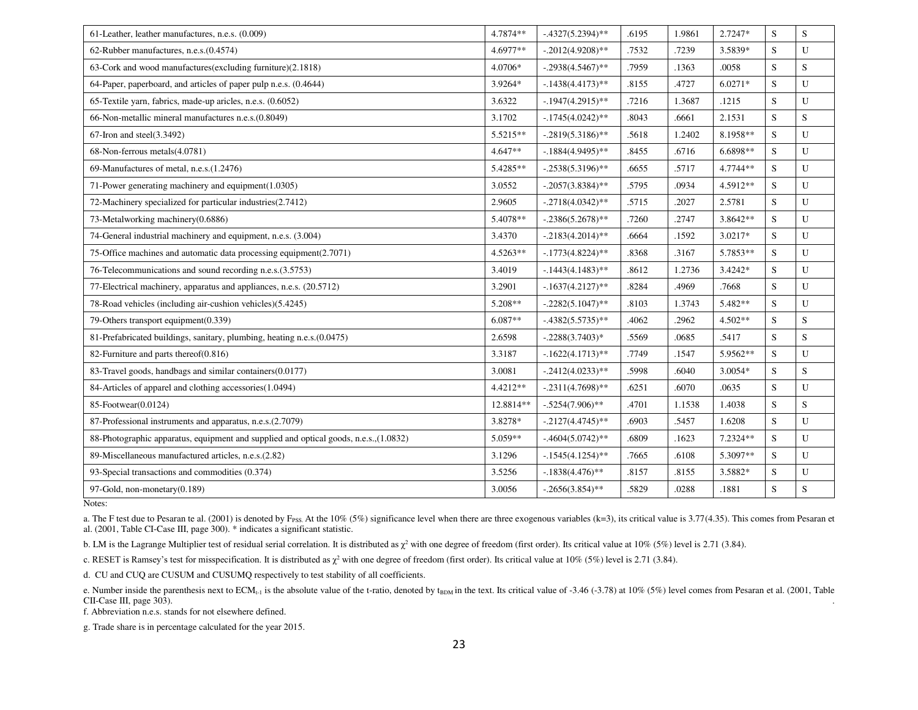| | | | | | | | |
|---|---|---|---|---|---|---|---|
| 61-Leather, leather manufactures, n.e.s. (0.009) | 4.7874** | -.4327(5.2394)** | .6195 | 1.9861 | 2.7247* | S | S |
| 62-Rubber manufactures, n.e.s.(0.4574) | 4.6977** | -.2012(4.9208)** | .7532 | .7239 | 3.5839* | S | U |
| 63-Cork and wood manufactures(excluding furniture)(2.1818) | 4.0706* | -.2938(4.5467)** | .7959 | .1363 | .0058 | S | S |
| 64-Paper, paperboard, and articles of paper pulp n.e.s. (0.4644) | 3.9264* | -.1438(4.4173)** | .8155 | .4727 | 6.0271* | S | U |
| 65-Textile yarn, fabrics, made-up aricles, n.e.s. (0.6052) | 3.6322 | -.1947(4.2915)** | .7216 | 1.3687 | .1215 | S | U |
| 66-Non-metallic mineral manufactures n.e.s.(0.8049) | 3.1702 | -.1745(4.0242)** | .8043 | .6661 | 2.1531 | S | S |
| 67-Iron and steel(3.3492) | 5.5215** | -.2819(5.3186)** | .5618 | 1.2402 | 8.1958** | S | U |
| 68-Non-ferrous metals(4.0781) | 4.647** | -.1884(4.9495)** | .8455 | .6716 | 6.6898** | S | U |
| 69-Manufactures of metal, n.e.s.(1.2476) | 5.4285** | -.2538(5.3196)** | .6655 | .5717 | 4.7744** | S | U |
| 71-Power generating machinery and equipment(1.0305) | 3.0552 | -.2057(3.8384)** | .5795 | .0934 | 4.5912** | S | U |
| 72-Machinery specialized for particular industries(2.7412) | 2.9605 | -.2718(4.0342)** | .5715 | .2027 | 2.5781 | S | U |
| 73-Metalworking machinery(0.6886) | 5.4078** | -.2386(5.2678)** | .7260 | .2747 | 3.8642** | S | U |
| 74-General industrial machinery and equipment, n.e.s. (3.004) | 3.4370 | -.2183(4.2014)** | .6664 | .1592 | 3.0217* | S | U |
| 75-Office machines and automatic data processing equipment(2.7071) | 4.5263** | -.1773(4.8224)** | .8368 | .3167 | 5.7853** | S | U |
| 76-Telecommunications and sound recording n.e.s.(3.5753) | 3.4019 | -.1443(4.1483)** | .8612 | 1.2736 | 3.4242* | S | U |
| 77-Electrical machinery, apparatus and appliances, n.e.s. (20.5712) | 3.2901 | -.1637(4.2127)** | .8284 | .4969 | .7668 | S | U |
| 78-Road vehicles (including air-cushion vehicles)(5.4245) | 5.208** | -.2282(5.1047)** | .8103 | 1.3743 | 5.482** | S | U |
| 79-Others transport equipment(0.339) | 6.087** | -.4382(5.5735)** | .4062 | .2962 | 4.502** | S | S |
| 81-Prefabricated buildings, sanitary, plumbing, heating n.e.s.(0.0475) | 2.6598 | -.2288(3.7403)* | .5569 | .0685 | .5417 | S | S |
| 82-Furniture and parts thereof(0.816) | 3.3187 | -.1622(4.1713)** | .7749 | .1547 | 5.9562** | S | U |
| 83-Travel goods, handbags and similar containers(0.0177) | 3.0081 | -.2412(4.0233)** | .5998 | .6040 | 3.0054* | S | S |
| 84-Articles of apparel and clothing accessories(1.0494) | 4.4212** | -.2311(4.7698)** | .6251 | .6070 | .0635 | S | U |
| 85-Footwear(0.0124) | 12.8814** | -.5254(7.906)** | .4701 | 1.1538 | 1.4038 | S | S |
| 87-Professional instruments and apparatus, n.e.s.(2.7079) | 3.8278* | -.2127(4.4745)** | .6903 | .5457 | 1.6208 | S | U |
| 88-Photographic apparatus, equipment and supplied and optical goods, n.e.s.,(1.0832) | 5.059** | -.4604(5.0742)** | .6809 | .1623 | 7.2324** | S | U |
| 89-Miscellaneous manufactured articles, n.e.s.(2.82) | 3.1296 | -.1545(4.1254)** | .7665 | .6108 | 5.3097** | S | U |
| 93-Special transactions and commodities (0.374) | 3.5256 | -.1838(4.476)** | .8157 | .8155 | 3.5882* | S | U |
| 97-Gold, non-monetary(0.189) | 3.0056 | -.2656(3.854)** | .5829 | .0288 | .1881 | S | S |

Notes:

a. The F test due to Pesaran te al. (2001) is denoted by $F_{PSS}$. At the 10% (5%) significance level when there are three exogenous variables (k=3), its critical value is 3.77(4.35). This comes from Pesaran et al. (2001, Table CI-Case III, page 300). * indicates a significant statistic.

b. LM is the Lagrange Multiplier test of residual serial correlation. It is distributed as $\chi^2$ with one degree of freedom (first order). Its critical value at 10% (5%) level is 2.71 (3.84).

c. RESET is Ramsey's test for misspecification. It is distributed as $\chi^2$ with one degree of freedom (first order). Its critical value at 10% (5%) level is 2.71 (3.84).

d. CU and CUQ are CUSUM and CUSUMQ respectively to test stability of all coefficients.

e. Number inside the parenthesis next to $ECM_{t-1}$ is the absolute value of the t-ratio, denoted by $t_{BDM}$ in the text. Its critical value of -3.46 (-3.78) at 10% (5%) level comes from Pesaran et al. (2001, Table CII-Case III, page 303).

f. Abbreviation n.e.s. stands for not elsewhere defined.

g. Trade share is in percentage calculated for the year 2015.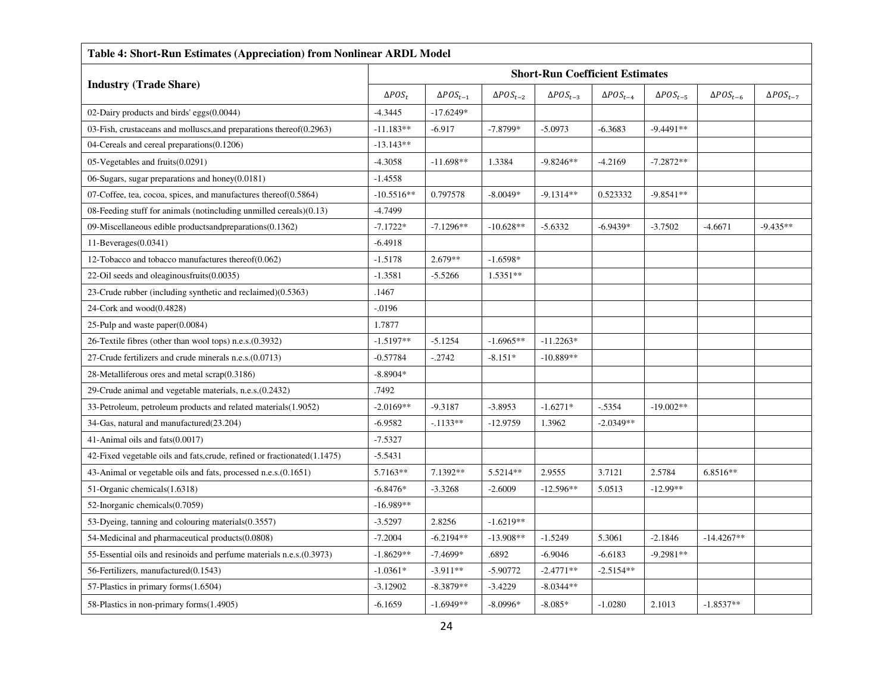**Table 4: Short-Run Estimates (Appreciation) from Nonlinear ARDL Model**

| Industry (Trade Share) | Short-Run Coefficient Estimates | | | | | | | |
|---|---|---|---|---|---|---|---|---|
| | $\Delta POS_t$ | $\Delta POS_{t-1}$ | $\Delta POS_{t-2}$ | $\Delta POS_{t-3}$ | $\Delta POS_{t-4}$ | $\Delta POS_{t-5}$ | $\Delta POS_{t-6}$ | $\Delta POS_{t-7}$ |
| 02-Dairy products and birds' eggs(0.0044) | -4.3445 | -17.6249* | | | | | | |
| 03-Fish, crustaceans and molluscs,and preparations thereof(0.2963) | -11.183** | -6.917 | -7.8799* | -5.0973 | -6.3683 | -9.4491** | | |
| 04-Cereals and cereal preparations(0.1206) | -13.143** | | | | | | | |
| 05-Vegetables and fruits(0.0291) | -4.3058 | -11.698** | 1.3384 | -9.8246** | -4.2169 | -7.2872** | | |
| 06-Sugars, sugar preparations and honey(0.0181) | -1.4558 | | | | | | | |
| 07-Coffee, tea, cocoa, spices, and manufactures thereof(0.5864) | -10.5516** | 0.797578 | -8.0049* | -9.1314** | 0.523332 | -9.8541** | | |
| 08-Feeding stuff for animals (notincluding unmilled cereals)(0.13) | -4.7499 | | | | | | | |
| 09-Miscellaneous edible productsandpreparations(0.1362) | -7.1722* | -7.1296** | -10.628** | -5.6332 | -6.9439* | -3.7502 | -4.6671 | -9.435** |
| 11-Beverages(0.0341) | -6.4918 | | | | | | | |
| 12-Tobacco and tobacco manufactures thereof(0.062) | -1.5178 | 2.679** | -1.6598* | | | | | |
| 22-Oil seeds and oleaginousfruits(0.0035) | -1.3581 | -5.5266 | 1.5351** | | | | | |
| 23-Crude rubber (including synthetic and reclaimed)(0.5363) | .1467 | | | | | | | |
| 24-Cork and wood(0.4828) | -.0196 | | | | | | | |
| 25-Pulp and waste paper(0.0084) | 1.7877 | | | | | | | |
| 26-Textile fibres (other than wool tops) n.e.s.(0.3932) | -1.5197** | -5.1254 | -1.6965** | -11.2263* | | | | |
| 27-Crude fertilizers and crude minerals n.e.s.(0.0713) | -0.57784 | -.2742 | -8.151* | -10.889** | | | | |
| 28-Metalliferous ores and metal scrap(0.3186) | -8.8904* | | | | | | | |
| 29-Crude animal and vegetable materials, n.e.s.(0.2432) | .7492 | | | | | | | |
| 33-Petroleum, petroleum products and related materials(1.9052) | -2.0169** | -9.3187 | -3.8953 | -1.6271* | -.5354 | -19.002** | | |
| 34-Gas, natural and manufactured(23.204) | -6.9582 | -.1133** | -12.9759 | 1.3962 | -2.0349** | | | |
| 41-Animal oils and fats(0.0017) | -7.5327 | | | | | | | |
| 42-Fixed vegetable oils and fats,crude, refined or fractionated(1.1475) | -5.5431 | | | | | | | |
| 43-Animal or vegetable oils and fats, processed n.e.s.(0.1651) | 5.7163** | 7.1392** | 5.5214** | 2.9555 | 3.7121 | 2.5784 | 6.8516** | |
| 51-Organic chemicals(1.6318) | -6.8476* | -3.3268 | -2.6009 | -12.596** | 5.0513 | -12.99** | | |
| 52-Inorganic chemicals(0.7059) | -16.989** | | | | | | | |
| 53-Dyeing, tanning and colouring materials(0.3557) | -3.5297 | 2.8256 | -1.6219** | | | | | |
| 54-Medicinal and pharmaceutical products(0.0808) | -7.2004 | -6.2194** | -13.908** | -1.5249 | 5.3061 | -2.1846 | -14.4267** | |
| 55-Essential oils and resinoids and perfume materials n.e.s.(0.3973) | -1.8629** | -7.4699* | .6892 | -6.9046 | -6.6183 | -9.2981** | | |
| 56-Fertilizers, manufactured(0.1543) | -1.0361* | -3.911** | -5.90772 | -2.4771** | -2.5154** | | | |
| 57-Plastics in primary forms(1.6504) | -3.12902 | -8.3879** | -3.4229 | -8.0344** | | | | |
| 58-Plastics in non-primary forms(1.4905) | -6.1659 | -1.6949** | -8.0996* | -8.085* | -1.0280 | 2.1013 | -1.8537** | |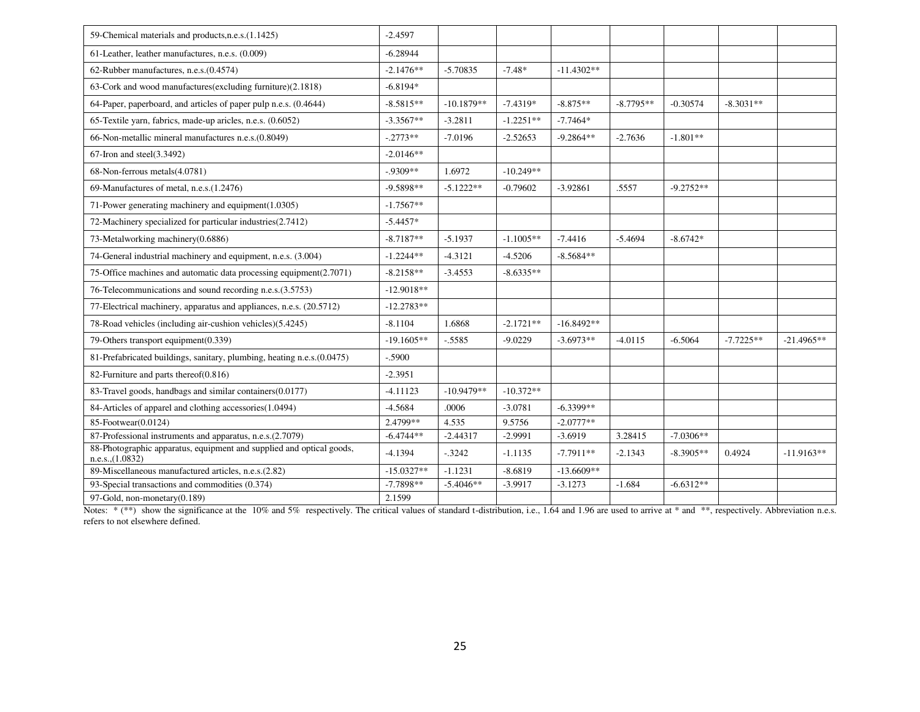| | | | | | | | | |
|---|---|---|---|---|---|---|---|---|
| 59-Chemical materials and products,n.e.s.(1.1425) | -2.4597 | | | | | | | |
| 61-Leather, leather manufactures, n.e.s. (0.009) | -6.28944 | | | | | | | |
| 62-Rubber manufactures, n.e.s.(0.4574) | -2.1476** | -5.70835 | -7.48* | -11.4302** | | | | |
| 63-Cork and wood manufactures(excluding furniture)(2.1818) | -6.8194* | | | | | | | |
| 64-Paper, paperboard, and articles of paper pulp n.e.s. (0.4644) | -8.5815** | -10.1879** | -7.4319* | -8.875** | -8.7795** | -0.30574 | -8.3031** | |
| 65-Textile yarn, fabrics, made-up aricles, n.e.s. (0.6052) | -3.3567** | -3.2811 | -1.2251** | -7.7464* | | | | |
| 66-Non-metallic mineral manufactures n.e.s.(0.8049) | -.2773** | -7.0196 | -2.52653 | -9.2864** | -2.7636 | -1.801** | | |
| 67-Iron and steel(3.3492) | -2.0146** | | | | | | | |
| 68-Non-ferrous metals(4.0781) | -.9309** | 1.6972 | -10.249** | | | | | |
| 69-Manufactures of metal, n.e.s.(1.2476) | -9.5898** | -5.1222** | -0.79602 | -3.92861 | .5557 | -9.2752** | | |
| 71-Power generating machinery and equipment(1.0305) | -1.7567** | | | | | | | |
| 72-Machinery specialized for particular industries(2.7412) | -5.4457* | | | | | | | |
| 73-Metalworking machinery(0.6886) | -8.7187** | -5.1937 | -1.1005** | -7.4416 | -5.4694 | -8.6742* | | |
| 74-General industrial machinery and equipment, n.e.s. (3.004) | -1.2244** | -4.3121 | -4.5206 | -8.5684** | | | | |
| 75-Office machines and automatic data processing equipment(2.7071) | -8.2158** | -3.4553 | -8.6335** | | | | | |
| 76-Telecommunications and sound recording n.e.s.(3.5753) | -12.9018** | | | | | | | |
| 77-Electrical machinery, apparatus and appliances, n.e.s. (20.5712) | -12.2783** | | | | | | | |
| 78-Road vehicles (including air-cushion vehicles)(5.4245) | -8.1104 | 1.6868 | -2.1721** | -16.8492** | | | | |
| 79-Others transport equipment(0.339) | -19.1605** | -.5585 | -9.0229 | -3.6973** | -4.0115 | -6.5064 | -7.7225** | -21.4965** |
| 81-Prefabricated buildings, sanitary, plumbing, heating n.e.s.(0.0475) | -.5900 | | | | | | | |
| 82-Furniture and parts thereof(0.816) | -2.3951 | | | | | | | |
| 83-Travel goods, handbags and similar containers(0.0177) | -4.11123 | -10.9479** | -10.372** | | | | | |
| 84-Articles of apparel and clothing accessories(1.0494) | -4.5684 | .0006 | -3.0781 | -6.3399** | | | | |
| 85-Footwear(0.0124) | 2.4799** | 4.535 | 9.5756 | -2.0777** | | | | |
| 87-Professional instruments and apparatus, n.e.s.(2.7079) | -6.4744** | -2.44317 | -2.9991 | -3.6919 | 3.28415 | -7.0306** | | |
| 88-Photographic apparatus, equipment and supplied and optical goods, n.e.s.,(1.0832) | -4.1394 | -.3242 | -1.1135 | -7.7911** | -2.1343 | -8.3905** | 0.4924 | -11.9163** |
| 89-Miscellaneous manufactured articles, n.e.s.(2.82) | -15.0327** | -1.1231 | -8.6819 | -13.6609** | | | | |
| 93-Special transactions and commodities (0.374) | -7.7898** | -5.4046** | -3.9917 | -3.1273 | -1.684 | -6.6312** | | |
| 97-Gold, non-monetary(0.189) | 2.1599 | | | | | | | |

Notes: * (**) show the significance at the 10% and 5% respectively. The critical values of standard t-distribution, i.e., 1.64 and 1.96 are used to arrive at * and **, respectively. Abbreviation n.e.s. refers to not elsewhere defined.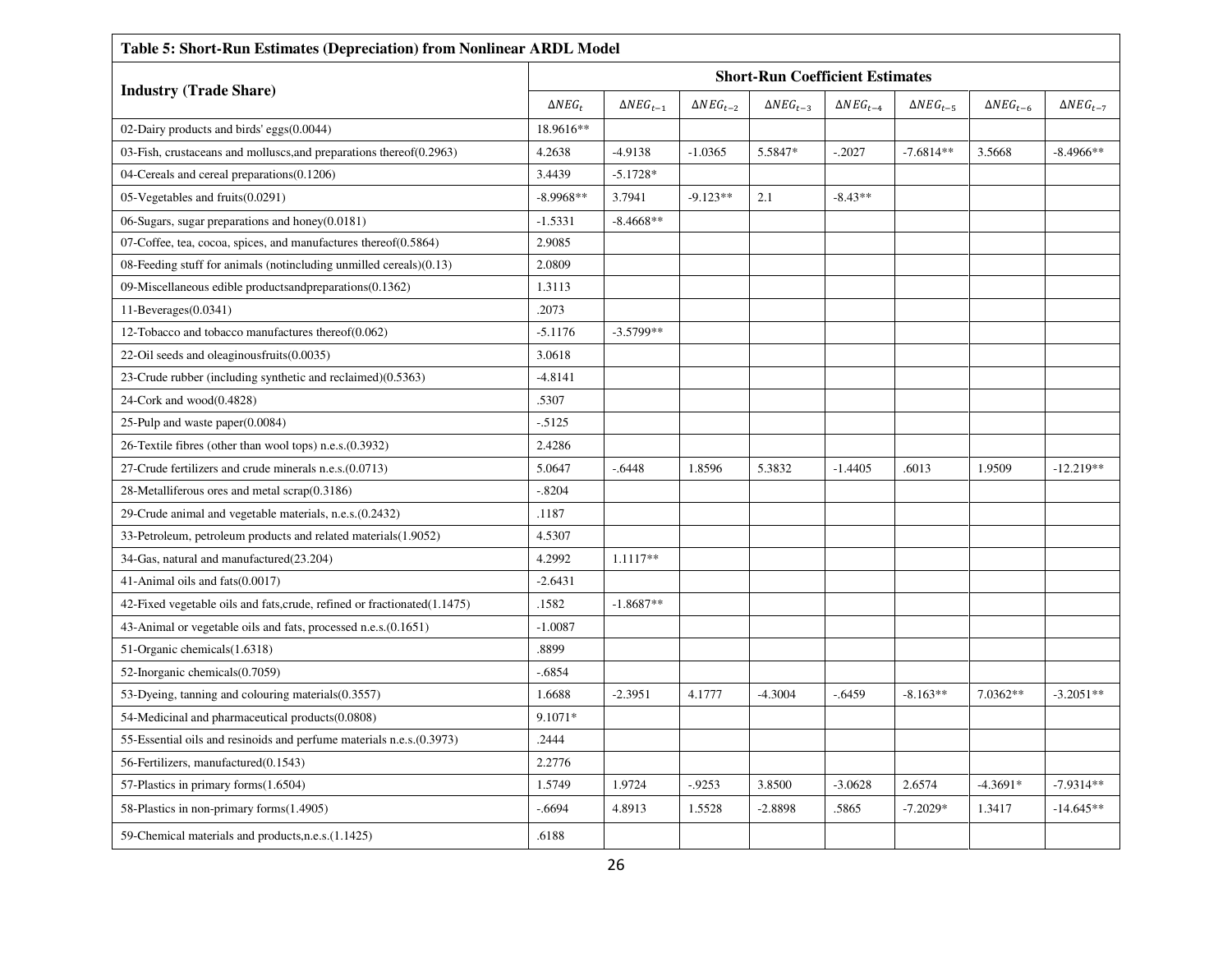**Table 5: Short-Run Estimates (Depreciation) from Nonlinear ARDL Model**

| Industry (Trade Share) | Short-Run Coefficient Estimates | | | | | | | |
|---|---|---|---|---|---|---|---|---|
| | $\Delta NEG_t$ | $\Delta NEG_{t-1}$ | $\Delta NEG_{t-2}$ | $\Delta NEG_{t-3}$ | $\Delta NEG_{t-4}$ | $\Delta NEG_{t-5}$ | $\Delta NEG_{t-6}$ | $\Delta NEG_{t-7}$ |
| 02-Dairy products and birds' eggs(0.0044) | 18.9616** | | | | | | | |
| 03-Fish, crustaceans and molluscs,and preparations thereof(0.2963) | 4.2638 | -4.9138 | -1.0365 | 5.5847* | -.2027 | -7.6814** | 3.5668 | -8.4966** |
| 04-Cereals and cereal preparations(0.1206) | 3.4439 | -5.1728* | | | | | | |
| 05-Vegetables and fruits(0.0291) | -8.9968** | 3.7941 | -9.123** | 2.1 | -8.43** | | | |
| 06-Sugars, sugar preparations and honey(0.0181) | -1.5331 | -8.4668** | | | | | | |
| 07-Coffee, tea, cocoa, spices, and manufactures thereof(0.5864) | 2.9085 | | | | | | | |
| 08-Feeding stuff for animals (notincluding unmilled cereals)(0.13) | 2.0809 | | | | | | | |
| 09-Miscellaneous edible productsandpreparations(0.1362) | 1.3113 | | | | | | | |
| 11-Beverages(0.0341) | .2073 | | | | | | | |
| 12-Tobacco and tobacco manufactures thereof(0.062) | -5.1176 | -3.5799** | | | | | | |
| 22-Oil seeds and oleaginousfruits(0.0035) | 3.0618 | | | | | | | |
| 23-Crude rubber (including synthetic and reclaimed)(0.5363) | -4.8141 | | | | | | | |
| 24-Cork and wood(0.4828) | .5307 | | | | | | | |
| 25-Pulp and waste paper(0.0084) | -.5125 | | | | | | | |
| 26-Textile fibres (other than wool tops) n.e.s.(0.3932) | 2.4286 | | | | | | | |
| 27-Crude fertilizers and crude minerals n.e.s.(0.0713) | 5.0647 | -.6448 | 1.8596 | 5.3832 | -1.4405 | .6013 | 1.9509 | -12.219** |
| 28-Metalliferous ores and metal scrap(0.3186) | -.8204 | | | | | | | |
| 29-Crude animal and vegetable materials, n.e.s.(0.2432) | .1187 | | | | | | | |
| 33-Petroleum, petroleum products and related materials(1.9052) | 4.5307 | | | | | | | |
| 34-Gas, natural and manufactured(23.204) | 4.2992 | 1.1117** | | | | | | |
| 41-Animal oils and fats(0.0017) | -2.6431 | | | | | | | |
| 42-Fixed vegetable oils and fats,crude, refined or fractionated(1.1475) | .1582 | -1.8687** | | | | | | |
| 43-Animal or vegetable oils and fats, processed n.e.s.(0.1651) | -1.0087 | | | | | | | |
| 51-Organic chemicals(1.6318) | .8899 | | | | | | | |
| 52-Inorganic chemicals(0.7059) | -.6854 | | | | | | | |
| 53-Dyeing, tanning and colouring materials(0.3557) | 1.6688 | -2.3951 | 4.1777 | -4.3004 | -.6459 | -8.163** | 7.0362** | -3.2051** |
| 54-Medicinal and pharmaceutical products(0.0808) | 9.1071* | | | | | | | |
| 55-Essential oils and resinoids and perfume materials n.e.s.(0.3973) | .2444 | | | | | | | |
| 56-Fertilizers, manufactured(0.1543) | 2.2776 | | | | | | | |
| 57-Plastics in primary forms(1.6504) | 1.5749 | 1.9724 | -.9253 | 3.8500 | -3.0628 | 2.6574 | -4.3691* | -7.9314** |
| 58-Plastics in non-primary forms(1.4905) | -.6694 | 4.8913 | 1.5528 | -2.8898 | .5865 | -7.2029* | 1.3417 | -14.645** |
| 59-Chemical materials and products,n.e.s.(1.1425) | .6188 | | | | | | | |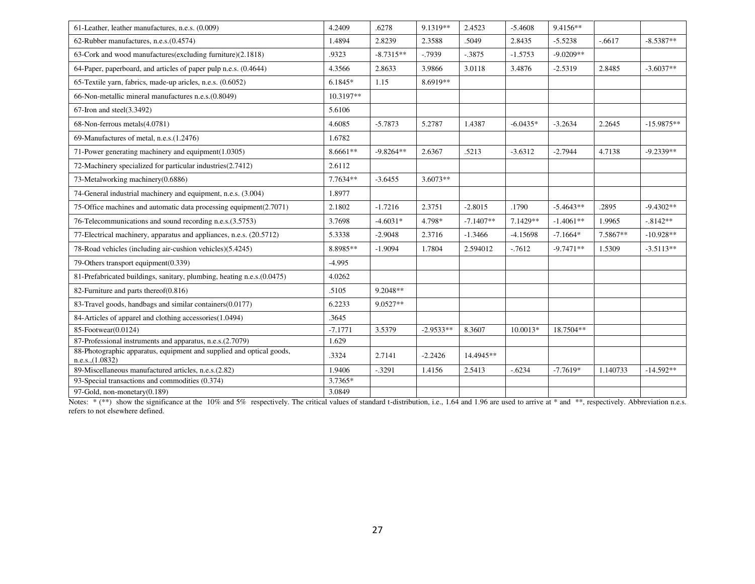| | | | | | | | | |
|---|---|---|---|---|---|---|---|---|
| 61-Leather, leather manufactures, n.e.s. (0.009) | 4.2409 | .6278 | 9.1319** | 2.4523 | -5.4608 | 9.4156** | | |
| 62-Rubber manufactures, n.e.s.(0.4574) | 1.4894 | 2.8239 | 2.3588 | .5049 | 2.8435 | -5.5238 | -.6617 | -8.5387** |
| 63-Cork and wood manufactures(excluding furniture)(2.1818) | .9323 | -8.7315** | -.7939 | -.3875 | -1.5753 | -9.0209** | | |
| 64-Paper, paperboard, and articles of paper pulp n.e.s. (0.4644) | 4.3566 | 2.8633 | 3.9866 | 3.0118 | 3.4876 | -2.5319 | 2.8485 | -3.6037** |
| 65-Textile yarn, fabrics, made-up aricles, n.e.s. (0.6052) | 6.1845* | 1.15 | 8.6919** | | | | | |
| 66-Non-metallic mineral manufactures n.e.s.(0.8049) | 10.3197** | | | | | | | |
| 67-Iron and steel(3.3492) | 5.6106 | | | | | | | |
| 68-Non-ferrous metals(4.0781) | 4.6085 | -5.7873 | 5.2787 | 1.4387 | -6.0435* | -3.2634 | 2.2645 | -15.9875** |
| 69-Manufactures of metal, n.e.s.(1.2476) | 1.6782 | | | | | | | |
| 71-Power generating machinery and equipment(1.0305) | 8.6661** | -9.8264** | 2.6367 | .5213 | -3.6312 | -2.7944 | 4.7138 | -9.2339** |
| 72-Machinery specialized for particular industries(2.7412) | 2.6112 | | | | | | | |
| 73-Metalworking machinery(0.6886) | 7.7634** | -3.6455 | 3.6073** | | | | | |
| 74-General industrial machinery and equipment, n.e.s. (3.004) | 1.8977 | | | | | | | |
| 75-Office machines and automatic data processing equipment(2.7071) | 2.1802 | -1.7216 | 2.3751 | -2.8015 | .1790 | -5.4643** | .2895 | -9.4302** |
| 76-Telecommunications and sound recording n.e.s.(3.5753) | 3.7698 | -4.6031* | 4.798* | -7.1407** | 7.1429** | -1.4061** | 1.9965 | -.8142** |
| 77-Electrical machinery, apparatus and appliances, n.e.s. (20.5712) | 5.3338 | -2.9048 | 2.3716 | -1.3466 | -4.15698 | -7.1664* | 7.5867** | -10.928** |
| 78-Road vehicles (including air-cushion vehicles)(5.4245) | 8.8985** | -1.9094 | 1.7804 | 2.594012 | -.7612 | -9.7471** | 1.5309 | -3.5113** |
| 79-Others transport equipment(0.339) | -4.995 | | | | | | | |
| 81-Prefabricated buildings, sanitary, plumbing, heating n.e.s.(0.0475) | 4.0262 | | | | | | | |
| 82-Furniture and parts thereof(0.816) | .5105 | 9.2048** | | | | | | |
| 83-Travel goods, handbags and similar containers(0.0177) | 6.2233 | 9.0527** | | | | | | |
| 84-Articles of apparel and clothing accessories(1.0494) | .3645 | | | | | | | |
| 85-Footwear(0.0124) | -7.1771 | 3.5379 | -2.9533** | 8.3607 | 10.0013* | 18.7504** | | |
| 87-Professional instruments and apparatus, n.e.s.(2.7079) | 1.629 | | | | | | | |
| 88-Photographic apparatus, equipment and supplied and optical goods, n.e.s.,(1.0832) | .3324 | 2.7141 | -2.2426 | 14.4945** | | | | |
| 89-Miscellaneous manufactured articles, n.e.s.(2.82) | 1.9406 | -.3291 | 1.4156 | 2.5413 | -.6234 | -7.7619* | 1.140733 | -14.592** |
| 93-Special transactions and commodities (0.374) | 3.7365* | | | | | | | |
| 97-Gold, non-monetary(0.189) | 3.0849 | | | | | | | |

Notes: * (**) show the significance at the 10% and 5% respectively. The critical values of standard t-distribution, i.e., 1.64 and 1.96 are used to arrive at * and **, respectively. Abbreviation n.e.s. refers to not elsewhere defined.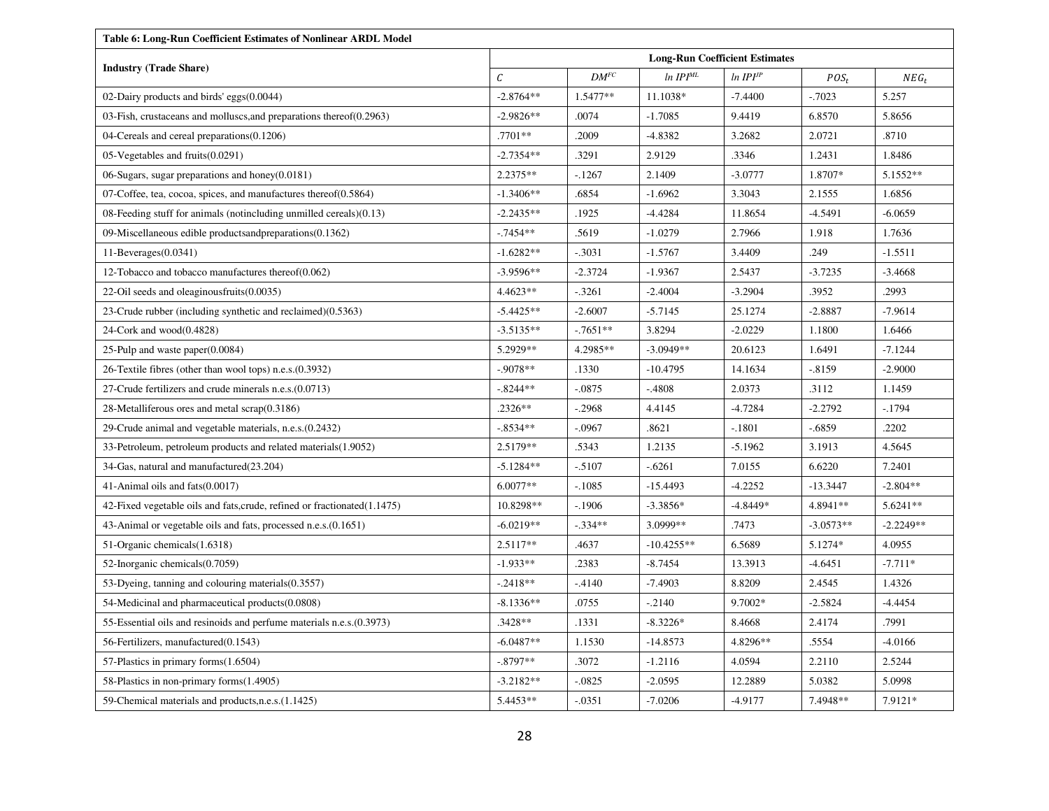**Table 6: Long-Run Coefficient Estimates of Nonlinear ARDL Model**

| Industry (Trade Share) | Long-Run Coefficient Estimates | | | | | |
|---|---|---|---|---|---|---|
| | $C$ | $DM^{FC}$ | $ln\ IPI^{ML}$ | $ln\ IPI^{JP}$ | $POS_t$ | $NEG_t$ |
| 02-Dairy products and birds' eggs(0.0044) | -2.8764** | 1.5477** | 11.1038* | -7.4400 | -.7023 | 5.257 |
| 03-Fish, crustaceans and molluscs,and preparations thereof(0.2963) | -2.9826** | .0074 | -1.7085 | 9.4419 | 6.8570 | 5.8656 |
| 04-Cereals and cereal preparations(0.1206) | .7701** | .2009 | -4.8382 | 3.2682 | 2.0721 | .8710 |
| 05-Vegetables and fruits(0.0291) | -2.7354** | .3291 | 2.9129 | .3346 | 1.2431 | 1.8486 |
| 06-Sugars, sugar preparations and honey(0.0181) | 2.2375** | -.1267 | 2.1409 | -3.0777 | 1.8707* | 5.1552** |
| 07-Coffee, tea, cocoa, spices, and manufactures thereof(0.5864) | -1.3406** | .6854 | -1.6962 | 3.3043 | 2.1555 | 1.6856 |
| 08-Feeding stuff for animals (notincluding unmilled cereals)(0.13) | -2.2435** | .1925 | -4.4284 | 11.8654 | -4.5491 | -6.0659 |
| 09-Miscellaneous edible productsandpreparations(0.1362) | -.7454** | .5619 | -1.0279 | 2.7966 | 1.918 | 1.7636 |
| 11-Beverages(0.0341) | -1.6282** | -.3031 | -1.5767 | 3.4409 | .249 | -1.5511 |
| 12-Tobacco and tobacco manufactures thereof(0.062) | -3.9596** | -2.3724 | -1.9367 | 2.5437 | -3.7235 | -3.4668 |
| 22-Oil seeds and oleaginousfruits(0.0035) | 4.4623** | -.3261 | -2.4004 | -3.2904 | .3952 | .2993 |
| 23-Crude rubber (including synthetic and reclaimed)(0.5363) | -5.4425** | -2.6007 | -5.7145 | 25.1274 | -2.8887 | -7.9614 |
| 24-Cork and wood(0.4828) | -3.5135** | -.7651** | 3.8294 | -2.0229 | 1.1800 | 1.6466 |
| 25-Pulp and waste paper(0.0084) | 5.2929** | 4.2985** | -3.0949** | 20.6123 | 1.6491 | -7.1244 |
| 26-Textile fibres (other than wool tops) n.e.s.(0.3932) | -.9078** | .1330 | -10.4795 | 14.1634 | -.8159 | -2.9000 |
| 27-Crude fertilizers and crude minerals n.e.s.(0.0713) | -.8244** | -.0875 | -.4808 | 2.0373 | .3112 | 1.1459 |
| 28-Metalliferous ores and metal scrap(0.3186) | .2326** | -.2968 | 4.4145 | -4.7284 | -2.2792 | -.1794 |
| 29-Crude animal and vegetable materials, n.e.s.(0.2432) | -.8534** | -.0967 | .8621 | -.1801 | -.6859 | .2202 |
| 33-Petroleum, petroleum products and related materials(1.9052) | 2.5179** | .5343 | 1.2135 | -5.1962 | 3.1913 | 4.5645 |
| 34-Gas, natural and manufactured(23.204) | -5.1284** | -.5107 | -.6261 | 7.0155 | 6.6220 | 7.2401 |
| 41-Animal oils and fats(0.0017) | 6.0077** | -.1085 | -15.4493 | -4.2252 | -13.3447 | -2.804** |
| 42-Fixed vegetable oils and fats,crude, refined or fractionated(1.1475) | 10.8298** | -.1906 | -3.3856* | -4.8449* | 4.8941** | 5.6241** |
| 43-Animal or vegetable oils and fats, processed n.e.s.(0.1651) | -6.0219** | -.334** | 3.0999** | .7473 | -3.0573** | -2.2249** |
| 51-Organic chemicals(1.6318) | 2.5117** | .4637 | -10.4255** | 6.5689 | 5.1274* | 4.0955 |
| 52-Inorganic chemicals(0.7059) | -1.933** | .2383 | -8.7454 | 13.3913 | -4.6451 | -7.711* |
| 53-Dyeing, tanning and colouring materials(0.3557) | -.2418** | -.4140 | -7.4903 | 8.8209 | 2.4545 | 1.4326 |
| 54-Medicinal and pharmaceutical products(0.0808) | -8.1336** | .0755 | -.2140 | 9.7002* | -2.5824 | -4.4454 |
| 55-Essential oils and resinoids and perfume materials n.e.s.(0.3973) | .3428** | .1331 | -8.3226* | 8.4668 | 2.4174 | .7991 |
| 56-Fertilizers, manufactured(0.1543) | -6.0487** | 1.1530 | -14.8573 | 4.8296** | .5554 | -4.0166 |
| 57-Plastics in primary forms(1.6504) | -.8797** | .3072 | -1.2116 | 4.0594 | 2.2110 | 2.5244 |
| 58-Plastics in non-primary forms(1.4905) | -3.2182** | -.0825 | -2.0595 | 12.2889 | 5.0382 | 5.0998 |
| 59-Chemical materials and products,n.e.s.(1.1425) | 5.4453** | -.0351 | -7.0206 | -4.9177 | 7.4948** | 7.9121* |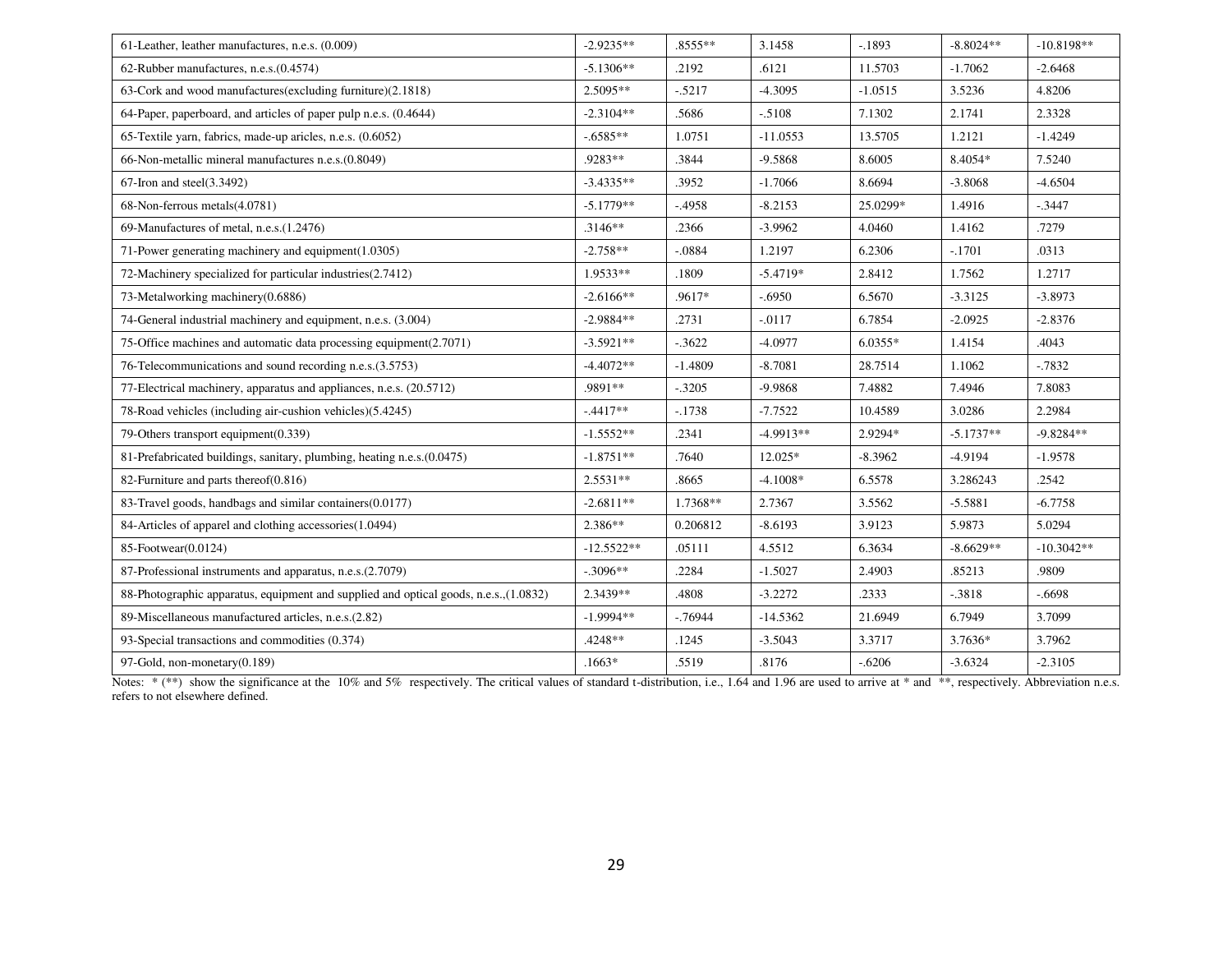| | | | | | | |
|---|---|---|---|---|---|---|
| 61-Leather, leather manufactures, n.e.s. (0.009) | -2.9235** | .8555** | 3.1458 | -.1893 | -8.8024** | -10.8198** |
| 62-Rubber manufactures, n.e.s.(0.4574) | -5.1306** | .2192 | .6121 | 11.5703 | -1.7062 | -2.6468 |
| 63-Cork and wood manufactures(excluding furniture)(2.1818) | 2.5095** | -.5217 | -4.3095 | -1.0515 | 3.5236 | 4.8206 |
| 64-Paper, paperboard, and articles of paper pulp n.e.s. (0.4644) | -2.3104** | .5686 | -.5108 | 7.1302 | 2.1741 | 2.3328 |
| 65-Textile yarn, fabrics, made-up aricles, n.e.s. (0.6052) | -.6585** | 1.0751 | -11.0553 | 13.5705 | 1.2121 | -1.4249 |
| 66-Non-metallic mineral manufactures n.e.s.(0.8049) | .9283** | .3844 | -9.5868 | 8.6005 | 8.4054* | 7.5240 |
| 67-Iron and steel(3.3492) | -3.4335** | .3952 | -1.7066 | 8.6694 | -3.8068 | -4.6504 |
| 68-Non-ferrous metals(4.0781) | -5.1779** | -.4958 | -8.2153 | 25.0299* | 1.4916 | -.3447 |
| 69-Manufactures of metal, n.e.s.(1.2476) | .3146** | .2366 | -3.9962 | 4.0460 | 1.4162 | .7279 |
| 71-Power generating machinery and equipment(1.0305) | -2.758** | -.0884 | 1.2197 | 6.2306 | -.1701 | .0313 |
| 72-Machinery specialized for particular industries(2.7412) | 1.9533** | .1809 | -5.4719* | 2.8412 | 1.7562 | 1.2717 |
| 73-Metalworking machinery(0.6886) | -2.6166** | .9617* | -.6950 | 6.5670 | -3.3125 | -3.8973 |
| 74-General industrial machinery and equipment, n.e.s. (3.004) | -2.9884** | .2731 | -.0117 | 6.7854 | -2.0925 | -2.8376 |
| 75-Office machines and automatic data processing equipment(2.7071) | -3.5921** | -.3622 | -4.0977 | 6.0355* | 1.4154 | .4043 |
| 76-Telecommunications and sound recording n.e.s.(3.5753) | -4.4072** | -1.4809 | -8.7081 | 28.7514 | 1.1062 | -.7832 |
| 77-Electrical machinery, apparatus and appliances, n.e.s. (20.5712) | .9891** | -.3205 | -9.9868 | 7.4882 | 7.4946 | 7.8083 |
| 78-Road vehicles (including air-cushion vehicles)(5.4245) | -.4417** | -.1738 | -7.7522 | 10.4589 | 3.0286 | 2.2984 |
| 79-Others transport equipment(0.339) | -1.5552** | .2341 | -4.9913** | 2.9294* | -5.1737** | -9.8284** |
| 81-Prefabricated buildings, sanitary, plumbing, heating n.e.s.(0.0475) | -1.8751** | .7640 | 12.025* | -8.3962 | -4.9194 | -1.9578 |
| 82-Furniture and parts thereof(0.816) | 2.5531** | .8665 | -4.1008* | 6.5578 | 3.286243 | .2542 |
| 83-Travel goods, handbags and similar containers(0.0177) | -2.6811** | 1.7368** | 2.7367 | 3.5562 | -5.5881 | -6.7758 |
| 84-Articles of apparel and clothing accessories(1.0494) | 2.386** | 0.206812 | -8.6193 | 3.9123 | 5.9873 | 5.0294 |
| 85-Footwear(0.0124) | -12.5522** | .05111 | 4.5512 | 6.3634 | -8.6629** | -10.3042** |
| 87-Professional instruments and apparatus, n.e.s.(2.7079) | -.3096** | .2284 | -1.5027 | 2.4903 | .85213 | .9809 |
| 88-Photographic apparatus, equipment and supplied and optical goods, n.e.s.,(1.0832) | 2.3439** | .4808 | -3.2272 | .2333 | -.3818 | -.6698 |
| 89-Miscellaneous manufactured articles, n.e.s.(2.82) | -1.9994** | -.76944 | -14.5362 | 21.6949 | 6.7949 | 3.7099 |
| 93-Special transactions and commodities (0.374) | .4248** | .1245 | -3.5043 | 3.3717 | 3.7636* | 3.7962 |
| 97-Gold, non-monetary(0.189) | .1663* | .5519 | .8176 | -.6206 | -3.6324 | -2.3105 |

Notes: * (**) show the significance at the 10% and 5% respectively. The critical values of standard t-distribution, i.e., 1.64 and 1.96 are used to arrive at * and **, respectively. Abbreviation n.e.s. refers to not elsewhere defined.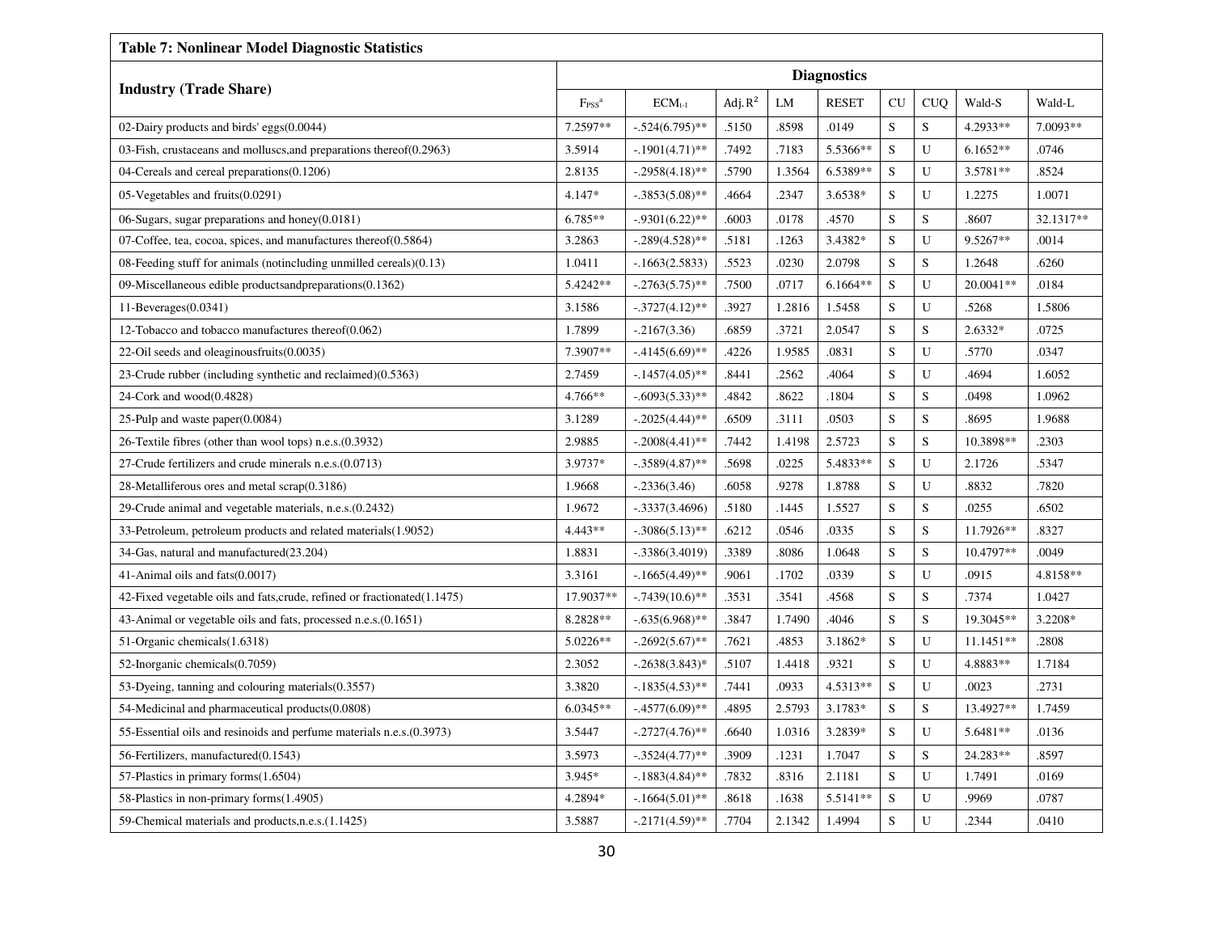**Table 7: Nonlinear Model Diagnostic Statistics**

| Industry (Trade Share) | Diagnostics | | | | | | | | |
|---|---|---|---|---|---|---|---|---|---|
| | $F_{PSS}$[a] | $ECM_{t-1}$ | Adj. $R^2$ | LM | RESET | CU | CUQ | Wald-S | Wald-L |
| 02-Dairy products and birds' eggs(0.0044) | 7.2597** | -.524(6.795)** | .5150 | .8598 | .0149 | S | S | 4.2933** | 7.0093** |
| 03-Fish, crustaceans and molluscs,and preparations thereof(0.2963) | 3.5914 | -.1901(4.71)** | .7492 | .7183 | 5.5366** | S | U | 6.1652** | .0746 |
| 04-Cereals and cereal preparations(0.1206) | 2.8135 | -.2958(4.18)** | .5790 | 1.3564 | 6.5389** | S | U | 3.5781** | .8524 |
| 05-Vegetables and fruits(0.0291) | 4.147* | -.3853(5.08)** | .4664 | .2347 | 3.6538* | S | U | 1.2275 | 1.0071 |
| 06-Sugars, sugar preparations and honey(0.0181) | 6.785** | -.9301(6.22)** | .6003 | .0178 | .4570 | S | S | .8607 | 32.1317** |
| 07-Coffee, tea, cocoa, spices, and manufactures thereof(0.5864) | 3.2863 | -.289(4.528)** | .5181 | .1263 | 3.4382* | S | U | 9.5267** | .0014 |
| 08-Feeding stuff for animals (notincluding unmilled cereals)(0.13) | 1.0411 | -.1663(2.5833) | .5523 | .0230 | 2.0798 | S | S | 1.2648 | .6260 |
| 09-Miscellaneous edible productsandpreparations(0.1362) | 5.4242** | -.2763(5.75)** | .7500 | .0717 | 6.1664** | S | U | 20.0041** | .0184 |
| 11-Beverages(0.0341) | 3.1586 | -.3727(4.12)** | .3927 | 1.2816 | 1.5458 | S | U | .5268 | 1.5806 |
| 12-Tobacco and tobacco manufactures thereof(0.062) | 1.7899 | -.2167(3.36) | .6859 | .3721 | 2.0547 | S | S | 2.6332* | .0725 |
| 22-Oil seeds and oleaginousfruits(0.0035) | 7.3907** | -.4145(6.69)** | .4226 | 1.9585 | .0831 | S | U | .5770 | .0347 |
| 23-Crude rubber (including synthetic and reclaimed)(0.5363) | 2.7459 | -.1457(4.05)** | .8441 | .2562 | .4064 | S | U | .4694 | 1.6052 |
| 24-Cork and wood(0.4828) | 4.766** | -.6093(5.33)** | .4842 | .8622 | .1804 | S | S | .0498 | 1.0962 |
| 25-Pulp and waste paper(0.0084) | 3.1289 | -.2025(4.44)** | .6509 | .3111 | .0503 | S | S | .8695 | 1.9688 |
| 26-Textile fibres (other than wool tops) n.e.s.(0.3932) | 2.9885 | -.2008(4.41)** | .7442 | 1.4198 | 2.5723 | S | S | 10.3898** | .2303 |
| 27-Crude fertilizers and crude minerals n.e.s.(0.0713) | 3.9737* | -.3589(4.87)** | .5698 | .0225 | 5.4833** | S | U | 2.1726 | .5347 |
| 28-Metalliferous ores and metal scrap(0.3186) | 1.9668 | -.2336(3.46) | .6058 | .9278 | 1.8788 | S | U | .8832 | .7820 |
| 29-Crude animal and vegetable materials, n.e.s.(0.2432) | 1.9672 | -.3337(3.4696) | .5180 | .1445 | 1.5527 | S | S | .0255 | .6502 |
| 33-Petroleum, petroleum products and related materials(1.9052) | 4.443** | -.3086(5.13)** | .6212 | .0546 | .0335 | S | S | 11.7926** | .8327 |
| 34-Gas, natural and manufactured(23.204) | 1.8831 | -.3386(3.4019) | .3389 | .8086 | 1.0648 | S | S | 10.4797** | .0049 |
| 41-Animal oils and fats(0.0017) | 3.3161 | -.1665(4.49)** | .9061 | .1702 | .0339 | S | U | .0915 | 4.8158** |
| 42-Fixed vegetable oils and fats,crude, refined or fractionated(1.1475) | 17.9037** | -.7439(10.6)** | .3531 | .3541 | .4568 | S | S | .7374 | 1.0427 |
| 43-Animal or vegetable oils and fats, processed n.e.s.(0.1651) | 8.2828** | -.635(6.968)** | .3847 | 1.7490 | .4046 | S | S | 19.3045** | 3.2208* |
| 51-Organic chemicals(1.6318) | 5.0226** | -.2692(5.67)** | .7621 | .4853 | 3.1862* | S | U | 11.1451** | .2808 |
| 52-Inorganic chemicals(0.7059) | 2.3052 | -.2638(3.843)* | .5107 | 1.4418 | .9321 | S | U | 4.8883** | 1.7184 |
| 53-Dyeing, tanning and colouring materials(0.3557) | 3.3820 | -.1835(4.53)** | .7441 | .0933 | 4.5313** | S | U | .0023 | .2731 |
| 54-Medicinal and pharmaceutical products(0.0808) | 6.0345** | -.4577(6.09)** | .4895 | 2.5793 | 3.1783* | S | S | 13.4927** | 1.7459 |
| 55-Essential oils and resinoids and perfume materials n.e.s.(0.3973) | 3.5447 | -.2727(4.76)** | .6640 | 1.0316 | 3.2839* | S | U | 5.6481** | .0136 |
| 56-Fertilizers, manufactured(0.1543) | 3.5973 | -.3524(4.77)** | .3909 | .1231 | 1.7047 | S | S | 24.283** | .8597 |
| 57-Plastics in primary forms(1.6504) | 3.945* | -.1883(4.84)** | .7832 | .8316 | 2.1181 | S | U | 1.7491 | .0169 |
| 58-Plastics in non-primary forms(1.4905) | 4.2894* | -.1664(5.01)** | .8618 | .1638 | 5.5141** | S | U | .9969 | .0787 |
| 59-Chemical materials and products,n.e.s.(1.1425) | 3.5887 | -.2171(4.59)** | .7704 | 2.1342 | 1.4994 | S | U | .2344 | .0410 |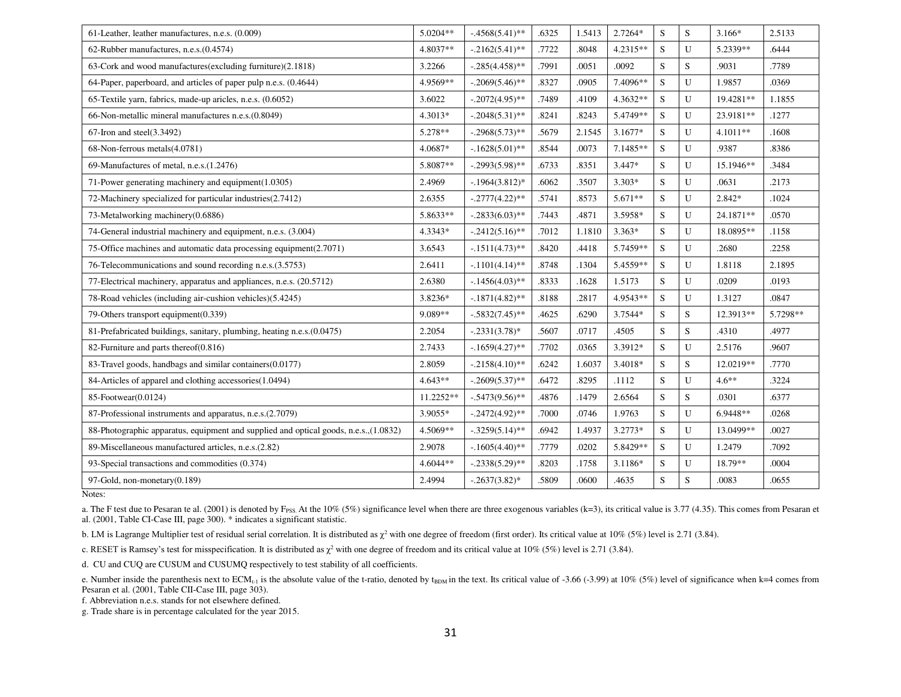| | | | | | | | | | |
|---|---|---|---|---|---|---|---|---|---|
| 61-Leather, leather manufactures, n.e.s. (0.009) | 5.0204** | -.4568(5.41)** | .6325 | 1.5413 | 2.7264* | S | S | 3.166* | 2.5133 |
| 62-Rubber manufactures, n.e.s.(0.4574) | 4.8037** | -.2162(5.41)** | .7722 | .8048 | 4.2315** | S | U | 5.2339** | .6444 |
| 63-Cork and wood manufactures(excluding furniture)(2.1818) | 3.2266 | -.285(4.458)** | .7991 | .0051 | .0092 | S | S | .9031 | .7789 |
| 64-Paper, paperboard, and articles of paper pulp n.e.s. (0.4644) | 4.9569** | -.2069(5.46)** | .8327 | .0905 | 7.4096** | S | U | 1.9857 | .0369 |
| 65-Textile yarn, fabrics, made-up aricles, n.e.s. (0.6052) | 3.6022 | -.2072(4.95)** | .7489 | .4109 | 4.3632** | S | U | 19.4281** | 1.1855 |
| 66-Non-metallic mineral manufactures n.e.s.(0.8049) | 4.3013* | -.2048(5.31)** | .8241 | .8243 | 5.4749** | S | U | 23.9181** | .1277 |
| 67-Iron and steel(3.3492) | 5.278** | -.2968(5.73)** | .5679 | 2.1545 | 3.1677* | S | U | 4.1011** | .1608 |
| 68-Non-ferrous metals(4.0781) | 4.0687* | -.1628(5.01)** | .8544 | .0073 | 7.1485** | S | U | .9387 | .8386 |
| 69-Manufactures of metal, n.e.s.(1.2476) | 5.8087** | -.2993(5.98)** | .6733 | .8351 | 3.447* | S | U | 15.1946** | .3484 |
| 71-Power generating machinery and equipment(1.0305) | 2.4969 | -.1964(3.812)* | .6062 | .3507 | 3.303* | S | U | .0631 | .2173 |
| 72-Machinery specialized for particular industries(2.7412) | 2.6355 | -.2777(4.22)** | .5741 | .8573 | 5.671** | S | U | 2.842* | .1024 |
| 73-Metalworking machinery(0.6886) | 5.8633** | -.2833(6.03)** | .7443 | .4871 | 3.5958* | S | U | 24.1871** | .0570 |
| 74-General industrial machinery and equipment, n.e.s. (3.004) | 4.3343* | -.2412(5.16)** | .7012 | 1.1810 | 3.363* | S | U | 18.0895** | .1158 |
| 75-Office machines and automatic data processing equipment(2.7071) | 3.6543 | -.1511(4.73)** | .8420 | .4418 | 5.7459** | S | U | .2680 | .2258 |
| 76-Telecommunications and sound recording n.e.s.(3.5753) | 2.6411 | -.1101(4.14)** | .8748 | .1304 | 5.4559** | S | U | 1.8118 | 2.1895 |
| 77-Electrical machinery, apparatus and appliances, n.e.s. (20.5712) | 2.6380 | -.1456(4.03)** | .8333 | .1628 | 1.5173 | S | U | .0209 | .0193 |
| 78-Road vehicles (including air-cushion vehicles)(5.4245) | 3.8236* | -.1871(4.82)** | .8188 | .2817 | 4.9543** | S | U | 1.3127 | .0847 |
| 79-Others transport equipment(0.339) | 9.089** | -.5832(7.45)** | .4625 | .6290 | 3.7544* | S | S | 12.3913** | 5.7298** |
| 81-Prefabricated buildings, sanitary, plumbing, heating n.e.s.(0.0475) | 2.2054 | -.2331(3.78)* | .5607 | .0717 | .4505 | S | S | .4310 | .4977 |
| 82-Furniture and parts thereof(0.816) | 2.7433 | -.1659(4.27)** | .7702 | .0365 | 3.3912* | S | U | 2.5176 | .9607 |
| 83-Travel goods, handbags and similar containers(0.0177) | 2.8059 | -.2158(4.10)** | .6242 | 1.6037 | 3.4018* | S | S | 12.0219** | .7770 |
| 84-Articles of apparel and clothing accessories(1.0494) | 4.643** | -.2609(5.37)** | .6472 | .8295 | .1112 | S | U | 4.6** | .3224 |
| 85-Footwear(0.0124) | 11.2252** | -.5473(9.56)** | .4876 | .1479 | 2.6564 | S | S | .0301 | .6377 |
| 87-Professional instruments and apparatus, n.e.s.(2.7079) | 3.9055* | -.2472(4.92)** | .7000 | .0746 | 1.9763 | S | U | 6.9448** | .0268 |
| 88-Photographic apparatus, equipment and supplied and optical goods, n.e.s.,(1.0832) | 4.5069** | -.3259(5.14)** | .6942 | 1.4937 | 3.2773* | S | U | 13.0499** | .0027 |
| 89-Miscellaneous manufactured articles, n.e.s.(2.82) | 2.9078 | -.1605(4.40)** | .7779 | .0202 | 5.8429** | S | U | 1.2479 | .7092 |
| 93-Special transactions and commodities (0.374) | 4.6044** | -.2338(5.29)** | .8203 | .1758 | 3.1186* | S | U | 18.79** | .0004 |
| 97-Gold, non-monetary(0.189) | 2.4994 | -.2637(3.82)* | .5809 | .0600 | .4635 | S | S | .0083 | .0655 |

Notes:

a. The F test due to Pesaran te al. (2001) is denoted by $F_{PSS}$. At the 10% (5%) significance level when there are three exogenous variables (k=3), its critical value is 3.77 (4.35). This comes from Pesaran et al. (2001, Table CI-Case III, page 300). * indicates a significant statistic.

b. LM is Lagrange Multiplier test of residual serial correlation. It is distributed as $\chi^2$ with one degree of freedom (first order). Its critical value at 10% (5%) level is 2.71 (3.84).

c. RESET is Ramsey's test for misspecification. It is distributed as $\chi^2$ with one degree of freedom and its critical value at 10% (5%) level is 2.71 (3.84).

d. CU and CUQ are CUSUM and CUSUMQ respectively to test stability of all coefficients.

e. Number inside the parenthesis next to $ECM_{t-1}$ is the absolute value of the t-ratio, denoted by $t_{BDM}$ in the text. Its critical value of -3.66 (-3.99) at 10% (5%) level of significance when k=4 comes from Pesaran et al. (2001, Table CII-Case III, page 303).

f. Abbreviation n.e.s. stands for not elsewhere defined.

g. Trade share is in percentage calculated for the year 2015.